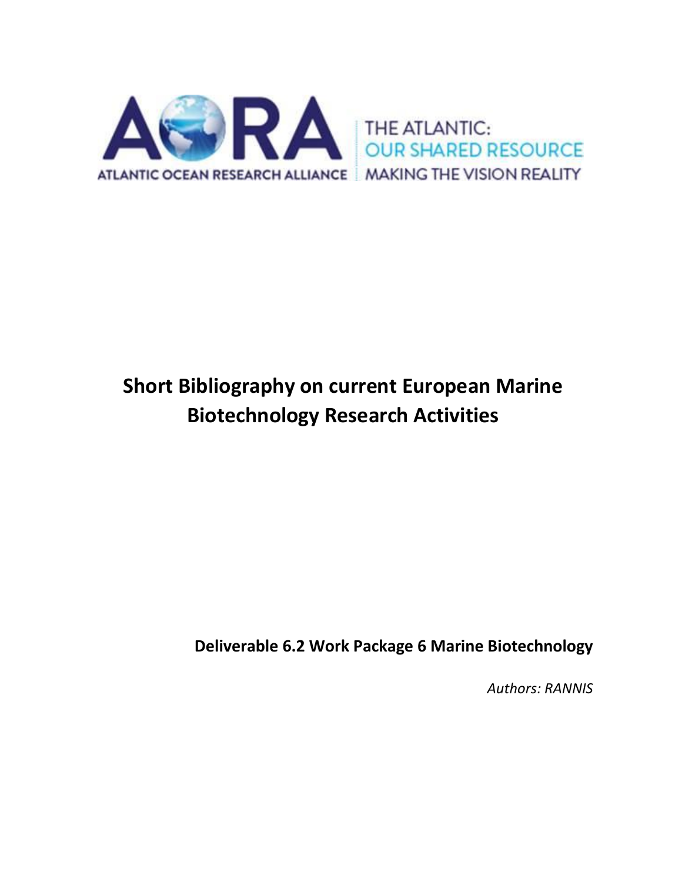AORA

THE ATLANTIC:
OUR SHARED RESOURCE
MAKING THE VISION REALITY

ATLANTIC OCEAN RESEARCH ALLIANCE

# Short Bibliography on current European Marine Biotechnology Research Activities

**Deliverable 6.2 Work Package 6 Marine Biotechnology**

*Authors: RANNIS*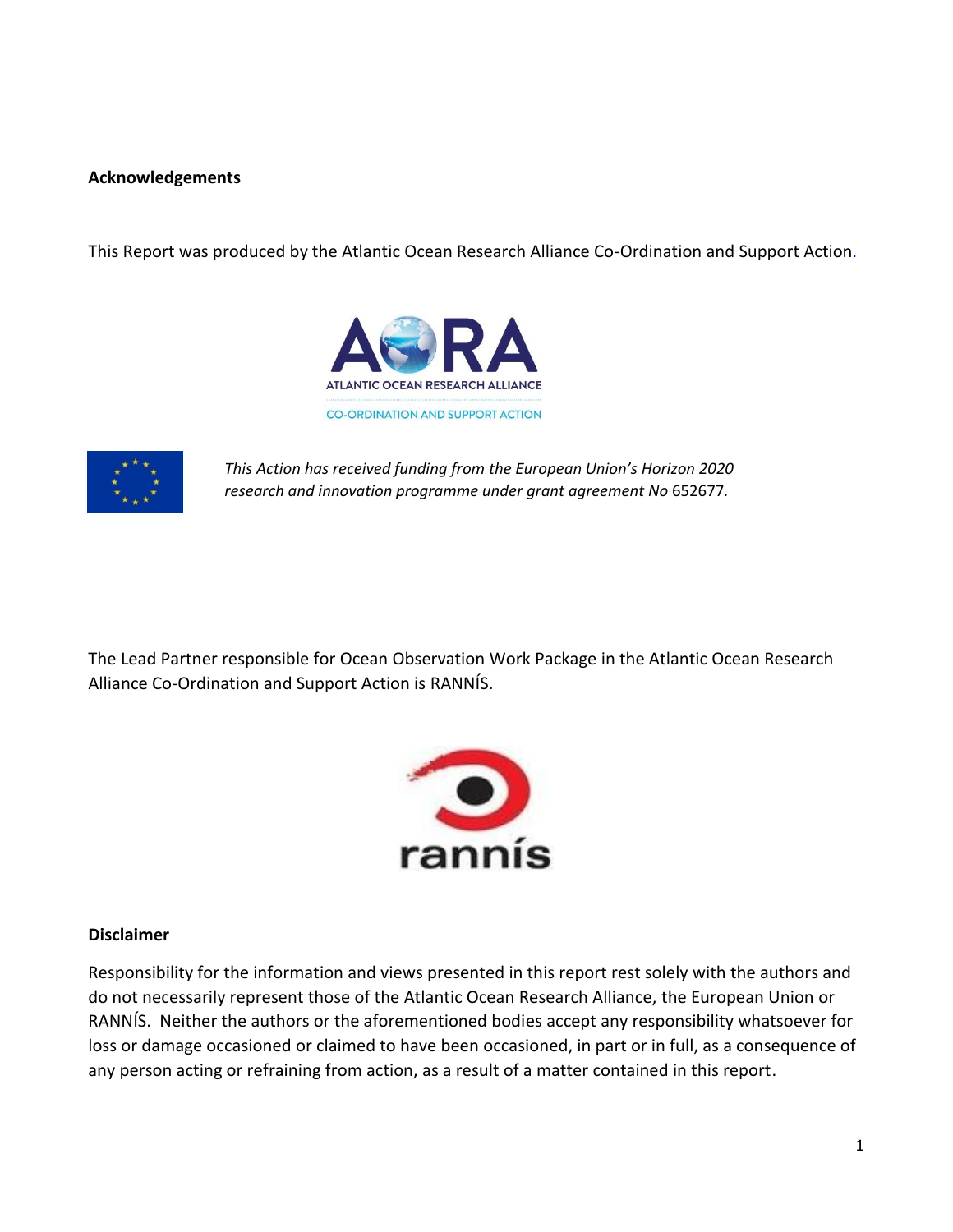**Acknowledgements**

This Report was produced by the Atlantic Ocean Research Alliance Co-Ordination and Support Action.

*This Action has received funding from the European Union's Horizon 2020 research and innovation programme under grant agreement No* 652677*.*

The Lead Partner responsible for Ocean Observation Work Package in the Atlantic Ocean Research Alliance Co-Ordination and Support Action is RANNÍS.

**Disclaimer**

Responsibility for the information and views presented in this report rest solely with the authors and do not necessarily represent those of the Atlantic Ocean Research Alliance, the European Union or RANNÍS. Neither the authors or the aforementioned bodies accept any responsibility whatsoever for loss or damage occasioned or claimed to have been occasioned, in part or in full, as a consequence of any person acting or refraining from action, as a result of a matter contained in this report.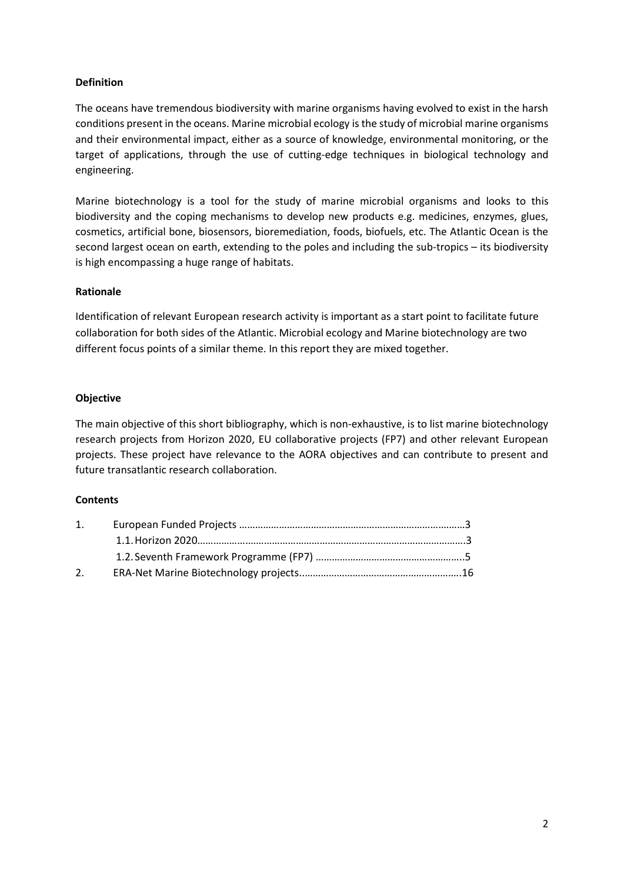**Definition**

The oceans have tremendous biodiversity with marine organisms having evolved to exist in the harsh conditions present in the oceans. Marine microbial ecology is the study of microbial marine organisms and their environmental impact, either as a source of knowledge, environmental monitoring, or the target of applications, through the use of cutting-edge techniques in biological technology and engineering.

Marine biotechnology is a tool for the study of marine microbial organisms and looks to this biodiversity and the coping mechanisms to develop new products e.g. medicines, enzymes, glues, cosmetics, artificial bone, biosensors, bioremediation, foods, biofuels, etc. The Atlantic Ocean is the second largest ocean on earth, extending to the poles and including the sub-tropics – its biodiversity is high encompassing a huge range of habitats.

**Rationale**

Identification of relevant European research activity is important as a start point to facilitate future collaboration for both sides of the Atlantic. Microbial ecology and Marine biotechnology are two different focus points of a similar theme. In this report they are mixed together.

**Objective**

The main objective of this short bibliography, which is non-exhaustive, is to list marine biotechnology research projects from Horizon 2020, EU collaborative projects (FP7) and other relevant European projects. These project have relevance to the AORA objectives and can contribute to present and future transatlantic research collaboration.

**Contents**

1. European Funded Projects ……………………………………………………………………….3
   1.1. Horizon 2020……………………………………………………………………………………….3
   1.2. Seventh Framework Programme (FP7) ………………………………………………..5
2. ERA-Net Marine Biotechnology projects……………………………………………………16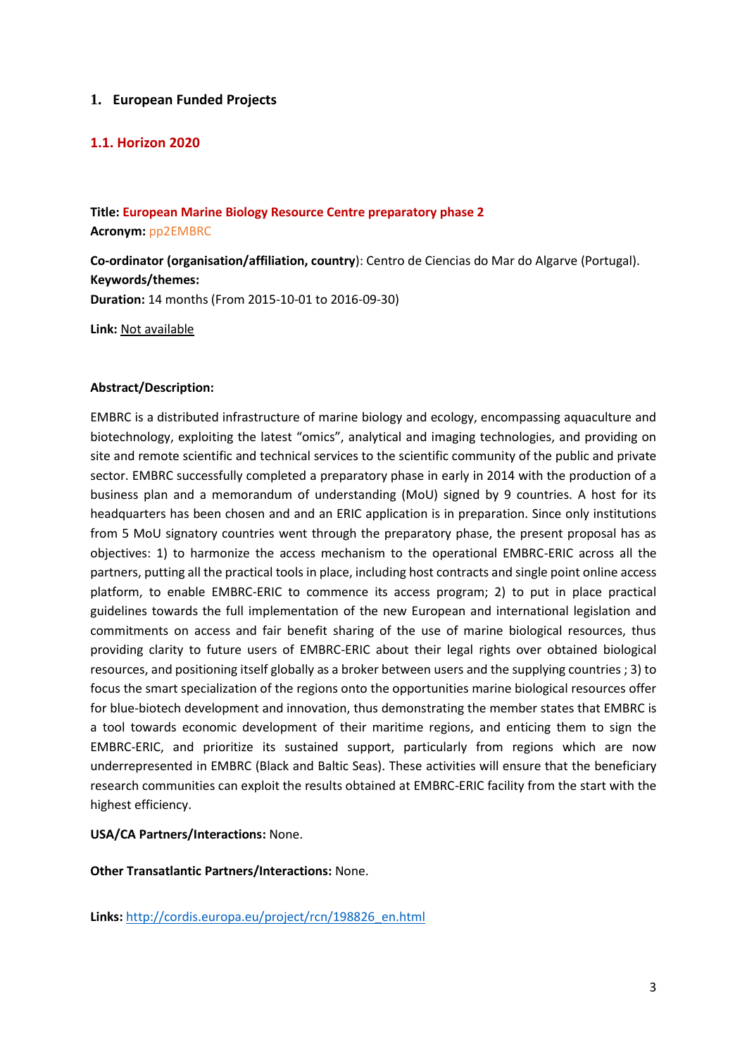# 1. European Funded Projects

## 1.1. Horizon 2020

**Title: European Marine Biology Resource Centre preparatory phase 2**
**Acronym:** pp2EMBRC

**Co-ordinator (organisation/affiliation, country)**: Centro de Ciencias do Mar do Algarve (Portugal).
**Keywords/themes:**
**Duration:** 14 months (From 2015-10-01 to 2016-09-30)

**Link:** Not available

**Abstract/Description:**

EMBRC is a distributed infrastructure of marine biology and ecology, encompassing aquaculture and biotechnology, exploiting the latest "omics", analytical and imaging technologies, and providing on site and remote scientific and technical services to the scientific community of the public and private sector. EMBRC successfully completed a preparatory phase in early in 2014 with the production of a business plan and a memorandum of understanding (MoU) signed by 9 countries. A host for its headquarters has been chosen and and an ERIC application is in preparation. Since only institutions from 5 MoU signatory countries went through the preparatory phase, the present proposal has as objectives: 1) to harmonize the access mechanism to the operational EMBRC-ERIC across all the partners, putting all the practical tools in place, including host contracts and single point online access platform, to enable EMBRC-ERIC to commence its access program; 2) to put in place practical guidelines towards the full implementation of the new European and international legislation and commitments on access and fair benefit sharing of the use of marine biological resources, thus providing clarity to future users of EMBRC-ERIC about their legal rights over obtained biological resources, and positioning itself globally as a broker between users and the supplying countries ; 3) to focus the smart specialization of the regions onto the opportunities marine biological resources offer for blue-biotech development and innovation, thus demonstrating the member states that EMBRC is a tool towards economic development of their maritime regions, and enticing them to sign the EMBRC-ERIC, and prioritize its sustained support, particularly from regions which are now underrepresented in EMBRC (Black and Baltic Seas). These activities will ensure that the beneficiary research communities can exploit the results obtained at EMBRC-ERIC facility from the start with the highest efficiency.

**USA/CA Partners/Interactions:** None.

**Other Transatlantic Partners/Interactions:** None.

**Links:** http://cordis.europa.eu/project/rcn/198826_en.html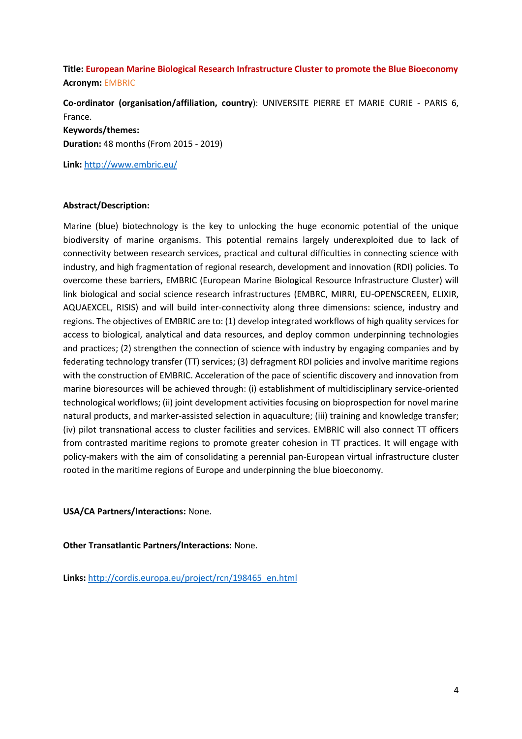**Title:** **European Marine Biological Research Infrastructure Cluster to promote the Blue Bioeconomy**
**Acronym:** EMBRIC

**Co-ordinator (organisation/affiliation, country)**: UNIVERSITE PIERRE ET MARIE CURIE - PARIS 6, France.
**Keywords/themes:**
**Duration:** 48 months (From 2015 - 2019)

**Link:** http://www.embric.eu/

**Abstract/Description:**

Marine (blue) biotechnology is the key to unlocking the huge economic potential of the unique biodiversity of marine organisms. This potential remains largely underexploited due to lack of connectivity between research services, practical and cultural difficulties in connecting science with industry, and high fragmentation of regional research, development and innovation (RDI) policies. To overcome these barriers, EMBRIC (European Marine Biological Resource Infrastructure Cluster) will link biological and social science research infrastructures (EMBRC, MIRRI, EU-OPENSCREEN, ELIXIR, AQUAEXCEL, RISIS) and will build inter-connectivity along three dimensions: science, industry and regions. The objectives of EMBRIC are to: (1) develop integrated workflows of high quality services for access to biological, analytical and data resources, and deploy common underpinning technologies and practices; (2) strengthen the connection of science with industry by engaging companies and by federating technology transfer (TT) services; (3) defragment RDI policies and involve maritime regions with the construction of EMBRIC. Acceleration of the pace of scientific discovery and innovation from marine bioresources will be achieved through: (i) establishment of multidisciplinary service-oriented technological workflows; (ii) joint development activities focusing on bioprospection for novel marine natural products, and marker-assisted selection in aquaculture; (iii) training and knowledge transfer; (iv) pilot transnational access to cluster facilities and services. EMBRIC will also connect TT officers from contrasted maritime regions to promote greater cohesion in TT practices. It will engage with policy-makers with the aim of consolidating a perennial pan-European virtual infrastructure cluster rooted in the maritime regions of Europe and underpinning the blue bioeconomy.

**USA/CA Partners/Interactions:** None.

**Other Transatlantic Partners/Interactions:** None.

**Links:** http://cordis.europa.eu/project/rcn/198465_en.html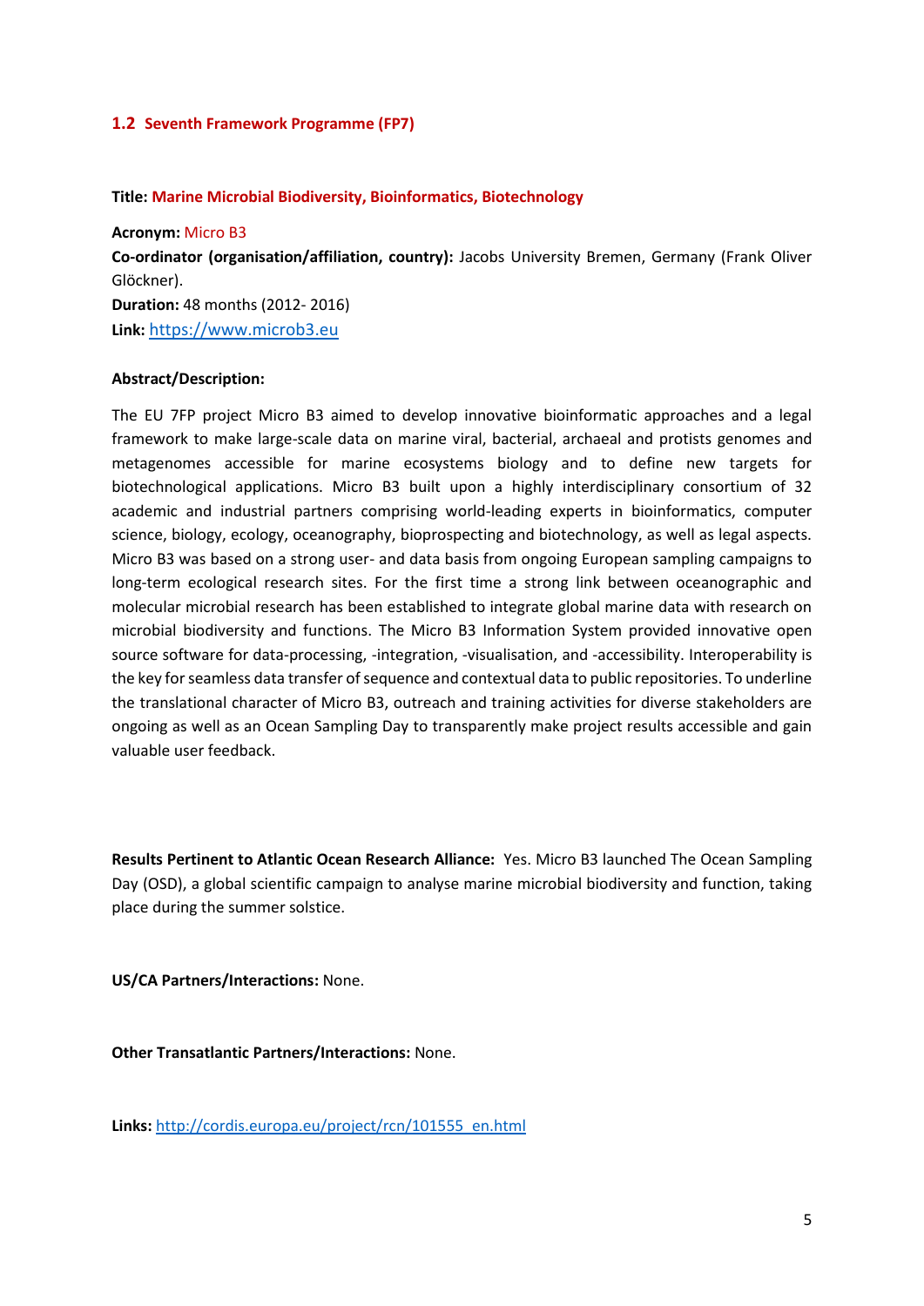## 1.2 Seventh Framework Programme (FP7)

**Title:** Marine Microbial Biodiversity, Bioinformatics, Biotechnology

**Acronym:** Micro B3

**Co-ordinator (organisation/affiliation, country):** Jacobs University Bremen, Germany (Frank Oliver Glöckner).

**Duration:** 48 months (2012- 2016)

**Link:** https://www.microb3.eu

**Abstract/Description:**

The EU 7FP project Micro B3 aimed to develop innovative bioinformatic approaches and a legal framework to make large-scale data on marine viral, bacterial, archaeal and protists genomes and metagenomes accessible for marine ecosystems biology and to define new targets for biotechnological applications. Micro B3 built upon a highly interdisciplinary consortium of 32 academic and industrial partners comprising world-leading experts in bioinformatics, computer science, biology, ecology, oceanography, bioprospecting and biotechnology, as well as legal aspects. Micro B3 was based on a strong user- and data basis from ongoing European sampling campaigns to long-term ecological research sites. For the first time a strong link between oceanographic and molecular microbial research has been established to integrate global marine data with research on microbial biodiversity and functions. The Micro B3 Information System provided innovative open source software for data-processing, -integration, -visualisation, and -accessibility. Interoperability is the key for seamless data transfer of sequence and contextual data to public repositories. To underline the translational character of Micro B3, outreach and training activities for diverse stakeholders are ongoing as well as an Ocean Sampling Day to transparently make project results accessible and gain valuable user feedback.

**Results Pertinent to Atlantic Ocean Research Alliance:** Yes. Micro B3 launched The Ocean Sampling Day (OSD), a global scientific campaign to analyse marine microbial biodiversity and function, taking place during the summer solstice.

**US/CA Partners/Interactions:** None.

**Other Transatlantic Partners/Interactions:** None.

**Links:** http://cordis.europa.eu/project/rcn/101555_en.html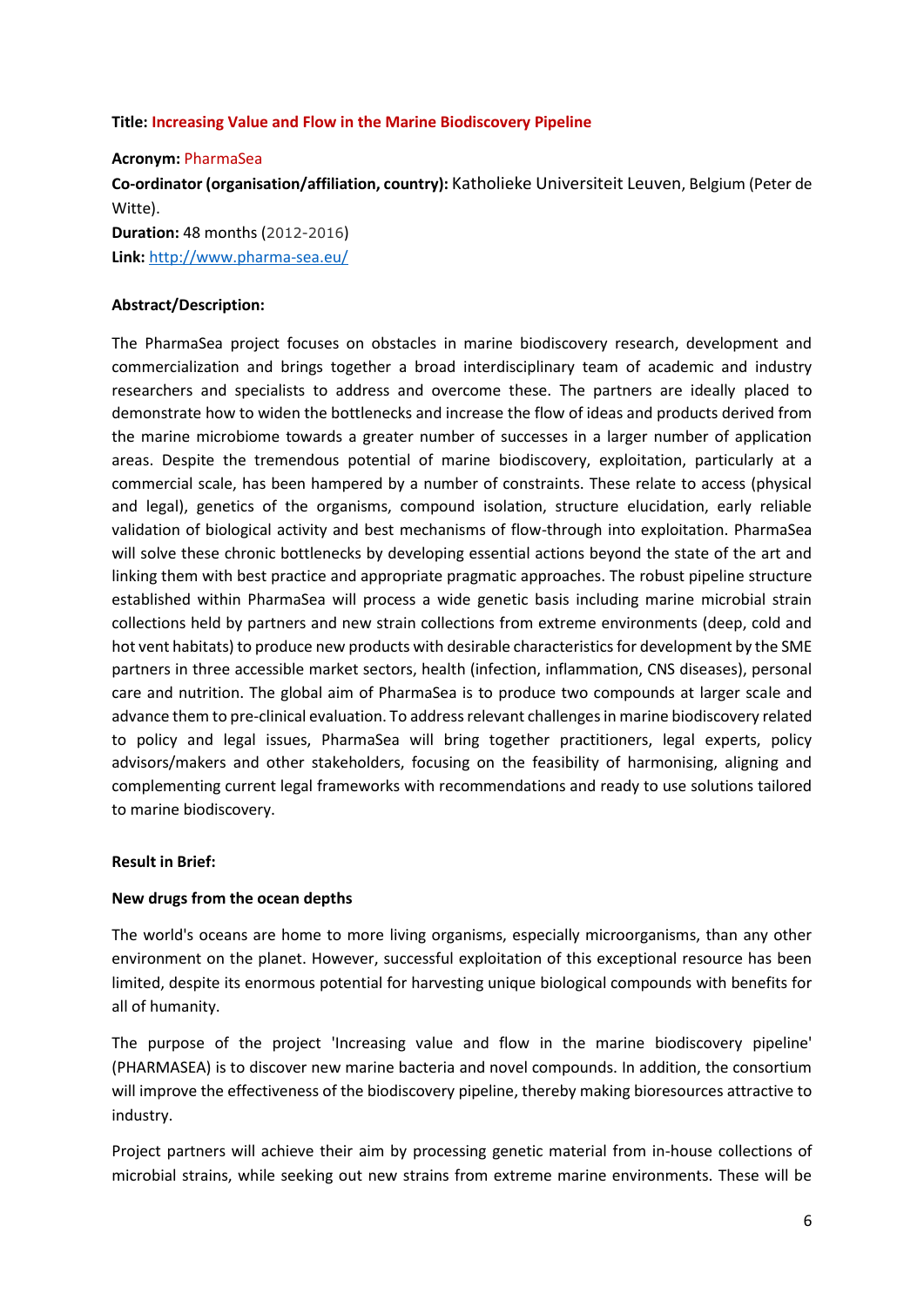**Title:** **Increasing Value and Flow in the Marine Biodiscovery Pipeline**

**Acronym:** PharmaSea

**Co-ordinator (organisation/affiliation, country):** Katholieke Universiteit Leuven, Belgium (Peter de Witte).

**Duration:** 48 months (2012-2016)

**Link:** [http://www.pharma-sea.eu/](http://www.pharma-sea.eu/)

**Abstract/Description:**

The PharmaSea project focuses on obstacles in marine biodiscovery research, development and commercialization and brings together a broad interdisciplinary team of academic and industry researchers and specialists to address and overcome these. The partners are ideally placed to demonstrate how to widen the bottlenecks and increase the flow of ideas and products derived from the marine microbiome towards a greater number of successes in a larger number of application areas. Despite the tremendous potential of marine biodiscovery, exploitation, particularly at a commercial scale, has been hampered by a number of constraints. These relate to access (physical and legal), genetics of the organisms, compound isolation, structure elucidation, early reliable validation of biological activity and best mechanisms of flow-through into exploitation. PharmaSea will solve these chronic bottlenecks by developing essential actions beyond the state of the art and linking them with best practice and appropriate pragmatic approaches. The robust pipeline structure established within PharmaSea will process a wide genetic basis including marine microbial strain collections held by partners and new strain collections from extreme environments (deep, cold and hot vent habitats) to produce new products with desirable characteristics for development by the SME partners in three accessible market sectors, health (infection, inflammation, CNS diseases), personal care and nutrition. The global aim of PharmaSea is to produce two compounds at larger scale and advance them to pre-clinical evaluation. To address relevant challenges in marine biodiscovery related to policy and legal issues, PharmaSea will bring together practitioners, legal experts, policy advisors/makers and other stakeholders, focusing on the feasibility of harmonising, aligning and complementing current legal frameworks with recommendations and ready to use solutions tailored to marine biodiscovery.

**Result in Brief:**

**New drugs from the ocean depths**

The world's oceans are home to more living organisms, especially microorganisms, than any other environment on the planet. However, successful exploitation of this exceptional resource has been limited, despite its enormous potential for harvesting unique biological compounds with benefits for all of humanity.

The purpose of the project 'Increasing value and flow in the marine biodiscovery pipeline' (PHARMASEA) is to discover new marine bacteria and novel compounds. In addition, the consortium will improve the effectiveness of the biodiscovery pipeline, thereby making bioresources attractive to industry.

Project partners will achieve their aim by processing genetic material from in-house collections of microbial strains, while seeking out new strains from extreme marine environments. These will be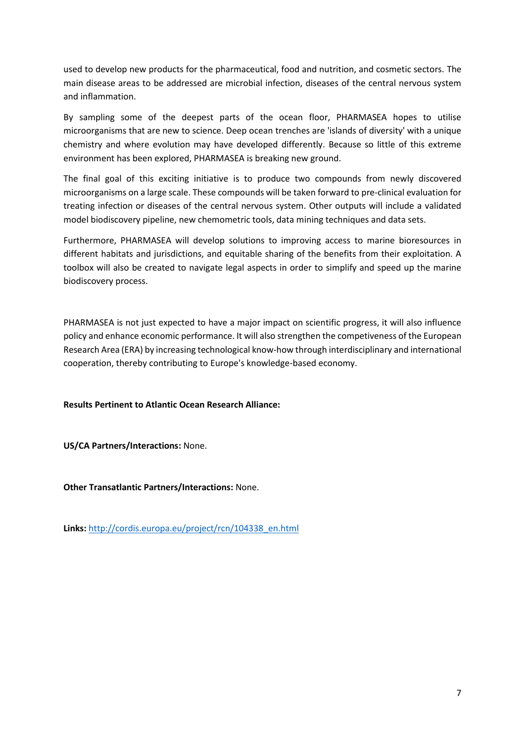used to develop new products for the pharmaceutical, food and nutrition, and cosmetic sectors. The main disease areas to be addressed are microbial infection, diseases of the central nervous system and inflammation.

By sampling some of the deepest parts of the ocean floor, PHARMASEA hopes to utilise microorganisms that are new to science. Deep ocean trenches are 'islands of diversity' with a unique chemistry and where evolution may have developed differently. Because so little of this extreme environment has been explored, PHARMASEA is breaking new ground.

The final goal of this exciting initiative is to produce two compounds from newly discovered microorganisms on a large scale. These compounds will be taken forward to pre-clinical evaluation for treating infection or diseases of the central nervous system. Other outputs will include a validated model biodiscovery pipeline, new chemometric tools, data mining techniques and data sets.

Furthermore, PHARMASEA will develop solutions to improving access to marine bioresources in different habitats and jurisdictions, and equitable sharing of the benefits from their exploitation. A toolbox will also be created to navigate legal aspects in order to simplify and speed up the marine biodiscovery process.

PHARMASEA is not just expected to have a major impact on scientific progress, it will also influence policy and enhance economic performance. It will also strengthen the competiveness of the European Research Area (ERA) by increasing technological know-how through interdisciplinary and international cooperation, thereby contributing to Europe's knowledge-based economy.

**Results Pertinent to Atlantic Ocean Research Alliance:**

**US/CA Partners/Interactions:** None.

**Other Transatlantic Partners/Interactions:** None.

**Links:** http://cordis.europa.eu/project/rcn/104338_en.html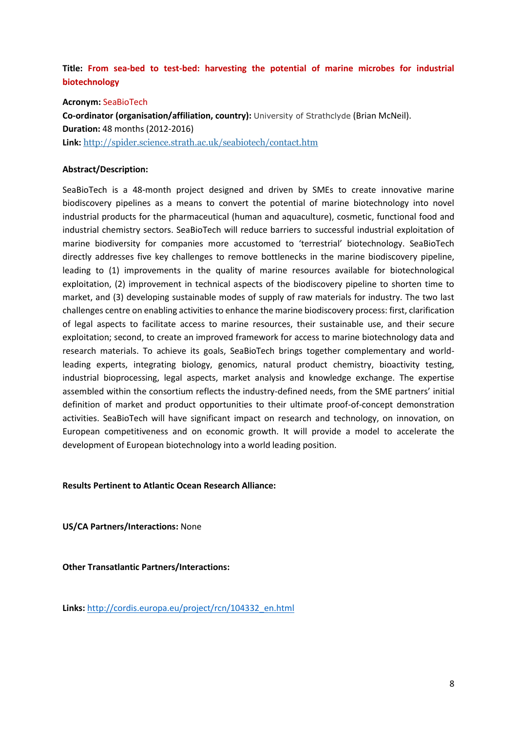**Title:** **From sea-bed to test-bed: harvesting the potential of marine microbes for industrial biotechnology**

**Acronym:** SeaBioTech

**Co-ordinator (organisation/affiliation, country):** University of Strathclyde (Brian McNeil).

**Duration:** 48 months (2012-2016)

**Link:** http://spider.science.strath.ac.uk/seabiotech/contact.htm

**Abstract/Description:**

SeaBioTech is a 48-month project designed and driven by SMEs to create innovative marine biodiscovery pipelines as a means to convert the potential of marine biotechnology into novel industrial products for the pharmaceutical (human and aquaculture), cosmetic, functional food and industrial chemistry sectors. SeaBioTech will reduce barriers to successful industrial exploitation of marine biodiversity for companies more accustomed to 'terrestrial' biotechnology. SeaBioTech directly addresses five key challenges to remove bottlenecks in the marine biodiscovery pipeline, leading to (1) improvements in the quality of marine resources available for biotechnological exploitation, (2) improvement in technical aspects of the biodiscovery pipeline to shorten time to market, and (3) developing sustainable modes of supply of raw materials for industry. The two last challenges centre on enabling activities to enhance the marine biodiscovery process: first, clarification of legal aspects to facilitate access to marine resources, their sustainable use, and their secure exploitation; second, to create an improved framework for access to marine biotechnology data and research materials. To achieve its goals, SeaBioTech brings together complementary and world-leading experts, integrating biology, genomics, natural product chemistry, bioactivity testing, industrial bioprocessing, legal aspects, market analysis and knowledge exchange. The expertise assembled within the consortium reflects the industry-defined needs, from the SME partners' initial definition of market and product opportunities to their ultimate proof-of-concept demonstration activities. SeaBioTech will have significant impact on research and technology, on innovation, on European competitiveness and on economic growth. It will provide a model to accelerate the development of European biotechnology into a world leading position.

**Results Pertinent to Atlantic Ocean Research Alliance:**

**US/CA Partners/Interactions:** None

**Other Transatlantic Partners/Interactions:**

**Links:** http://cordis.europa.eu/project/rcn/104332_en.html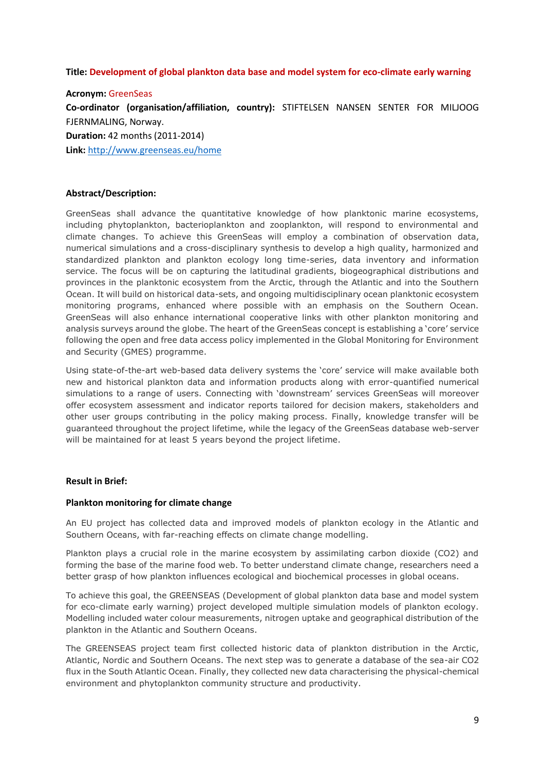**Title:** **Development of global plankton data base and model system for eco-climate early warning**

**Acronym:** GreenSeas

**Co-ordinator (organisation/affiliation, country):** STIFTELSEN NANSEN SENTER FOR MILJOOG FJERNMALING, Norway.

**Duration:** 42 months (2011-2014)

**Link:** http://www.greenseas.eu/home

**Abstract/Description:**

GreenSeas shall advance the quantitative knowledge of how planktonic marine ecosystems, including phytoplankton, bacterioplankton and zooplankton, will respond to environmental and climate changes. To achieve this GreenSeas will employ a combination of observation data, numerical simulations and a cross-disciplinary synthesis to develop a high quality, harmonized and standardized plankton and plankton ecology long time-series, data inventory and information service. The focus will be on capturing the latitudinal gradients, biogeographical distributions and provinces in the planktonic ecosystem from the Arctic, through the Atlantic and into the Southern Ocean. It will build on historical data-sets, and ongoing multidisciplinary ocean planktonic ecosystem monitoring programs, enhanced where possible with an emphasis on the Southern Ocean. GreenSeas will also enhance international cooperative links with other plankton monitoring and analysis surveys around the globe. The heart of the GreenSeas concept is establishing a 'core' service following the open and free data access policy implemented in the Global Monitoring for Environment and Security (GMES) programme.

Using state-of-the-art web-based data delivery systems the 'core' service will make available both new and historical plankton data and information products along with error-quantified numerical simulations to a range of users. Connecting with 'downstream' services GreenSeas will moreover offer ecosystem assessment and indicator reports tailored for decision makers, stakeholders and other user groups contributing in the policy making process. Finally, knowledge transfer will be guaranteed throughout the project lifetime, while the legacy of the GreenSeas database web-server will be maintained for at least 5 years beyond the project lifetime.

**Result in Brief:**

**Plankton monitoring for climate change**

An EU project has collected data and improved models of plankton ecology in the Atlantic and Southern Oceans, with far-reaching effects on climate change modelling.

Plankton plays a crucial role in the marine ecosystem by assimilating carbon dioxide ($CO_2$) and forming the base of the marine food web. To better understand climate change, researchers need a better grasp of how plankton influences ecological and biochemical processes in global oceans.

To achieve this goal, the GREENSEAS (Development of global plankton data base and model system for eco-climate early warning) project developed multiple simulation models of plankton ecology. Modelling included water colour measurements, nitrogen uptake and geographical distribution of the plankton in the Atlantic and Southern Oceans.

The GREENSEAS project team first collected historic data of plankton distribution in the Arctic, Atlantic, Nordic and Southern Oceans. The next step was to generate a database of the sea-air $CO_2$ flux in the South Atlantic Ocean. Finally, they collected new data characterising the physical-chemical environment and phytoplankton community structure and productivity.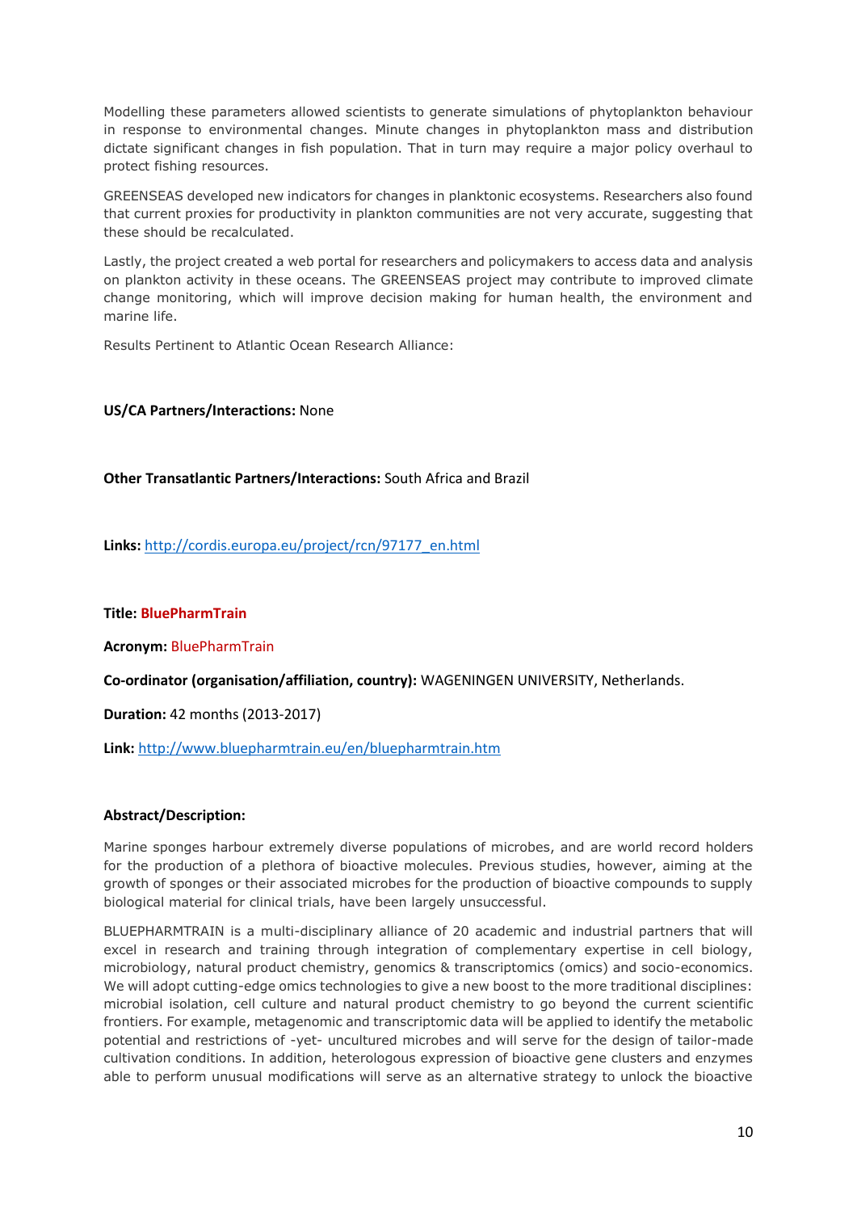Modelling these parameters allowed scientists to generate simulations of phytoplankton behaviour in response to environmental changes. Minute changes in phytoplankton mass and distribution dictate significant changes in fish population. That in turn may require a major policy overhaul to protect fishing resources.

GREENSEAS developed new indicators for changes in planktonic ecosystems. Researchers also found that current proxies for productivity in plankton communities are not very accurate, suggesting that these should be recalculated.

Lastly, the project created a web portal for researchers and policymakers to access data and analysis on plankton activity in these oceans. The GREENSEAS project may contribute to improved climate change monitoring, which will improve decision making for human health, the environment and marine life.

Results Pertinent to Atlantic Ocean Research Alliance:

**US/CA Partners/Interactions:** None

**Other Transatlantic Partners/Interactions:** South Africa and Brazil

**Links:** http://cordis.europa.eu/project/rcn/97177_en.html

**Title: BluePharmTrain**

**Acronym:** BluePharmTrain

**Co-ordinator (organisation/affiliation, country):** WAGENINGEN UNIVERSITY, Netherlands.

**Duration:** 42 months (2013-2017)

**Link:** http://www.bluepharmtrain.eu/en/bluepharmtrain.htm

**Abstract/Description:**

Marine sponges harbour extremely diverse populations of microbes, and are world record holders for the production of a plethora of bioactive molecules. Previous studies, however, aiming at the growth of sponges or their associated microbes for the production of bioactive compounds to supply biological material for clinical trials, have been largely unsuccessful.

BLUEPHARMTRAIN is a multi-disciplinary alliance of 20 academic and industrial partners that will excel in research and training through integration of complementary expertise in cell biology, microbiology, natural product chemistry, genomics & transcriptomics (omics) and socio-economics. We will adopt cutting-edge omics technologies to give a new boost to the more traditional disciplines: microbial isolation, cell culture and natural product chemistry to go beyond the current scientific frontiers. For example, metagenomic and transcriptomic data will be applied to identify the metabolic potential and restrictions of -yet- uncultured microbes and will serve for the design of tailor-made cultivation conditions. In addition, heterologous expression of bioactive gene clusters and enzymes able to perform unusual modifications will serve as an alternative strategy to unlock the bioactive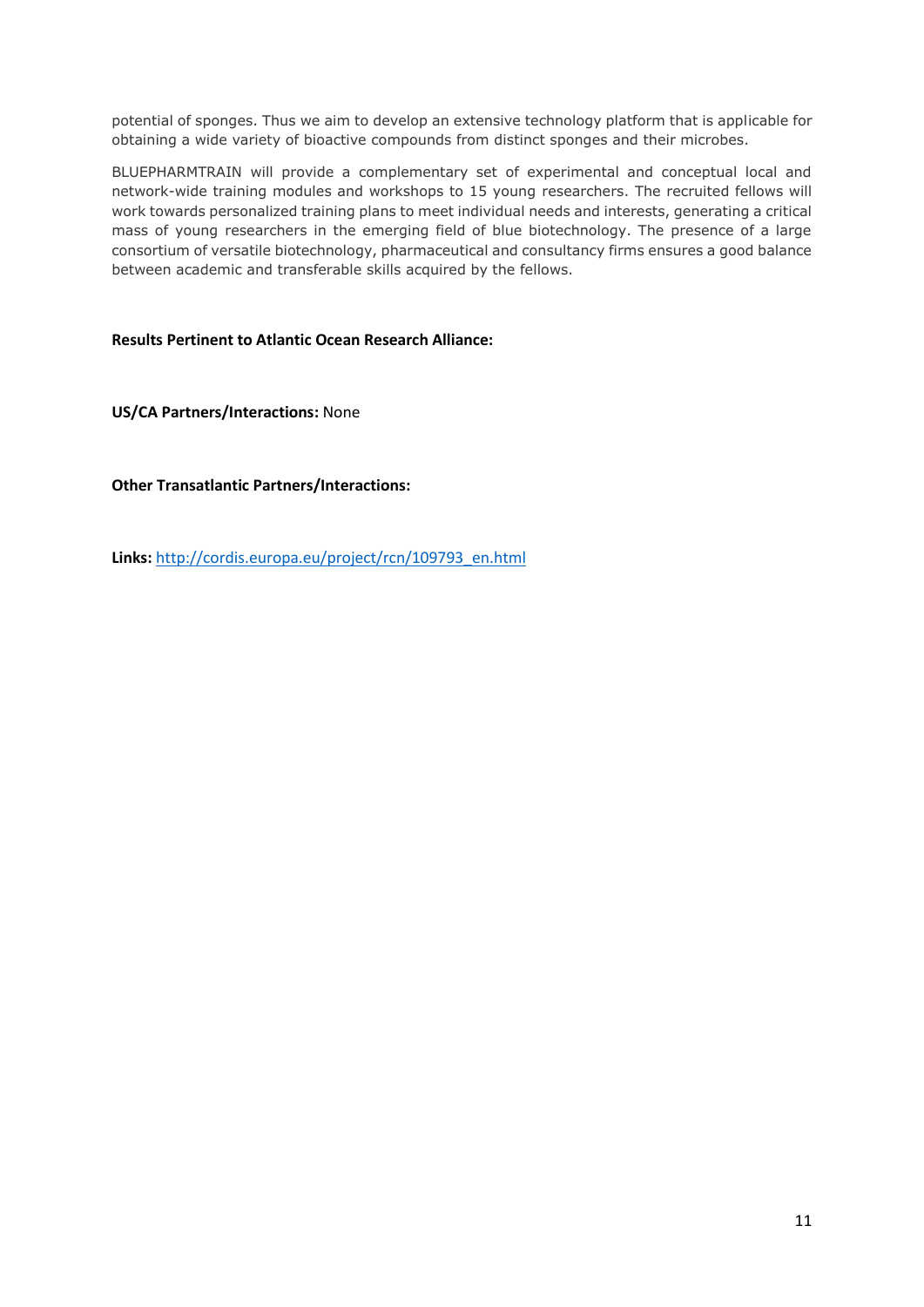potential of sponges. Thus we aim to develop an extensive technology platform that is applicable for obtaining a wide variety of bioactive compounds from distinct sponges and their microbes.

BLUEPHARMTRAIN will provide a complementary set of experimental and conceptual local and network-wide training modules and workshops to 15 young researchers. The recruited fellows will work towards personalized training plans to meet individual needs and interests, generating a critical mass of young researchers in the emerging field of blue biotechnology. The presence of a large consortium of versatile biotechnology, pharmaceutical and consultancy firms ensures a good balance between academic and transferable skills acquired by the fellows.

**Results Pertinent to Atlantic Ocean Research Alliance:**

**US/CA Partners/Interactions:** None

**Other Transatlantic Partners/Interactions:**

**Links:** http://cordis.europa.eu/project/rcn/109793_en.html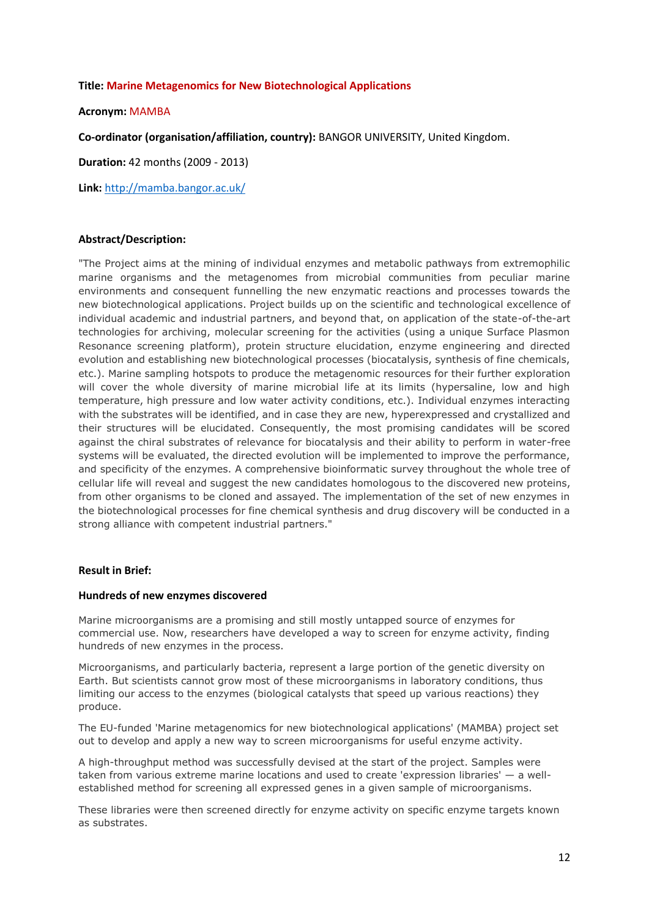**Title: Marine Metagenomics for New Biotechnological Applications**

**Acronym:** MAMBA

**Co-ordinator (organisation/affiliation, country):** BANGOR UNIVERSITY, United Kingdom.

**Duration:** 42 months (2009 - 2013)

**Link:** http://mamba.bangor.ac.uk/

**Abstract/Description:**

"The Project aims at the mining of individual enzymes and metabolic pathways from extremophilic marine organisms and the metagenomes from microbial communities from peculiar marine environments and consequent funnelling the new enzymatic reactions and processes towards the new biotechnological applications. Project builds up on the scientific and technological excellence of individual academic and industrial partners, and beyond that, on application of the state-of-the-art technologies for archiving, molecular screening for the activities (using a unique Surface Plasmon Resonance screening platform), protein structure elucidation, enzyme engineering and directed evolution and establishing new biotechnological processes (biocatalysis, synthesis of fine chemicals, etc.). Marine sampling hotspots to produce the metagenomic resources for their further exploration will cover the whole diversity of marine microbial life at its limits (hypersaline, low and high temperature, high pressure and low water activity conditions, etc.). Individual enzymes interacting with the substrates will be identified, and in case they are new, hyperexpressed and crystallized and their structures will be elucidated. Consequently, the most promising candidates will be scored against the chiral substrates of relevance for biocatalysis and their ability to perform in water-free systems will be evaluated, the directed evolution will be implemented to improve the performance, and specificity of the enzymes. A comprehensive bioinformatic survey throughout the whole tree of cellular life will reveal and suggest the new candidates homologous to the discovered new proteins, from other organisms to be cloned and assayed. The implementation of the set of new enzymes in the biotechnological processes for fine chemical synthesis and drug discovery will be conducted in a strong alliance with competent industrial partners."

**Result in Brief:**

**Hundreds of new enzymes discovered**

Marine microorganisms are a promising and still mostly untapped source of enzymes for commercial use. Now, researchers have developed a way to screen for enzyme activity, finding hundreds of new enzymes in the process.

Microorganisms, and particularly bacteria, represent a large portion of the genetic diversity on Earth. But scientists cannot grow most of these microorganisms in laboratory conditions, thus limiting our access to the enzymes (biological catalysts that speed up various reactions) they produce.

The EU-funded 'Marine metagenomics for new biotechnological applications' (MAMBA) project set out to develop and apply a new way to screen microorganisms for useful enzyme activity.

A high-throughput method was successfully devised at the start of the project. Samples were taken from various extreme marine locations and used to create 'expression libraries' — a well-established method for screening all expressed genes in a given sample of microorganisms.

These libraries were then screened directly for enzyme activity on specific enzyme targets known as substrates.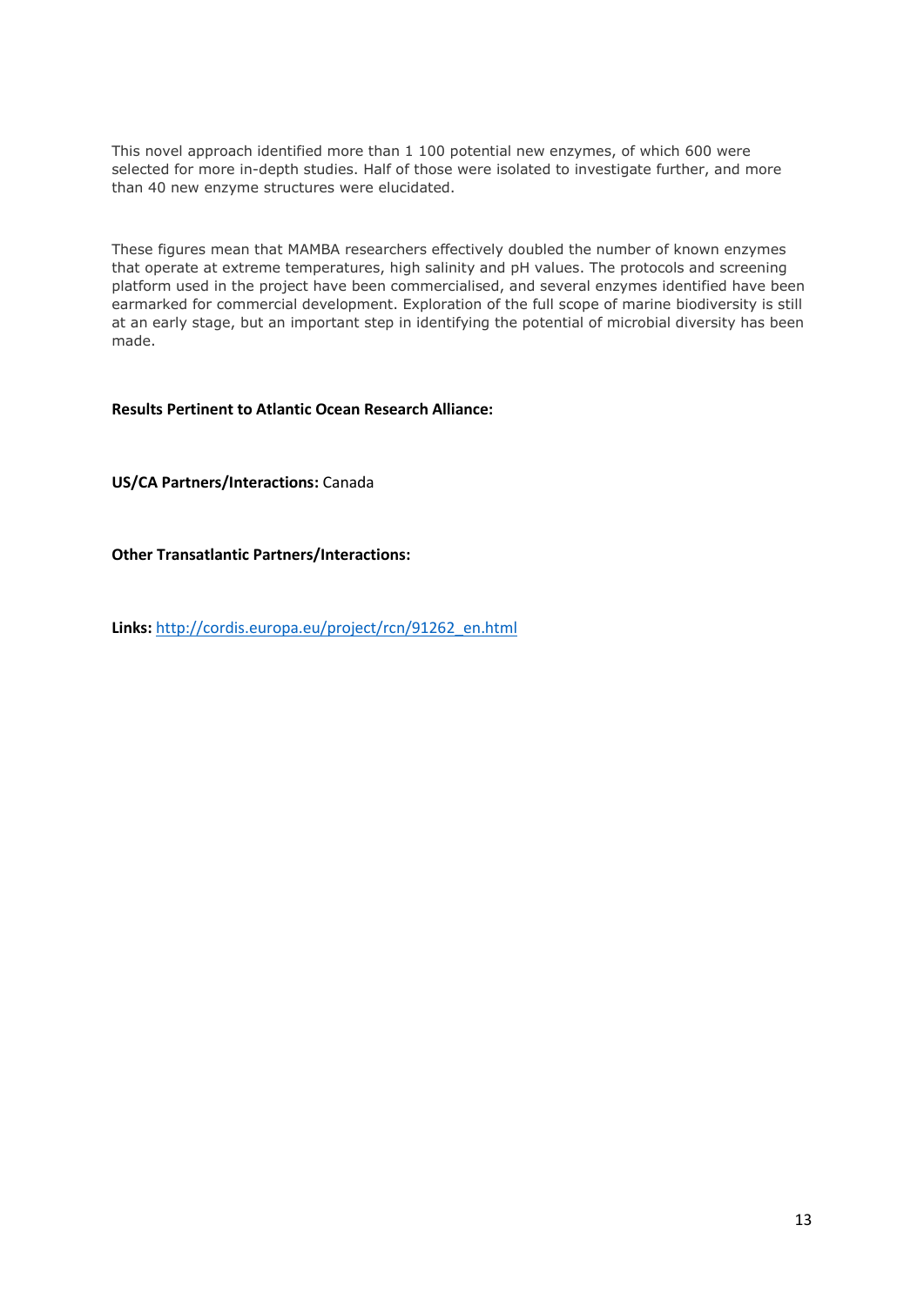This novel approach identified more than 1 100 potential new enzymes, of which 600 were selected for more in-depth studies. Half of those were isolated to investigate further, and more than 40 new enzyme structures were elucidated.

These figures mean that MAMBA researchers effectively doubled the number of known enzymes that operate at extreme temperatures, high salinity and pH values. The protocols and screening platform used in the project have been commercialised, and several enzymes identified have been earmarked for commercial development. Exploration of the full scope of marine biodiversity is still at an early stage, but an important step in identifying the potential of microbial diversity has been made.

**Results Pertinent to Atlantic Ocean Research Alliance:**

**US/CA Partners/Interactions:** Canada

**Other Transatlantic Partners/Interactions:**

**Links:** http://cordis.europa.eu/project/rcn/91262_en.html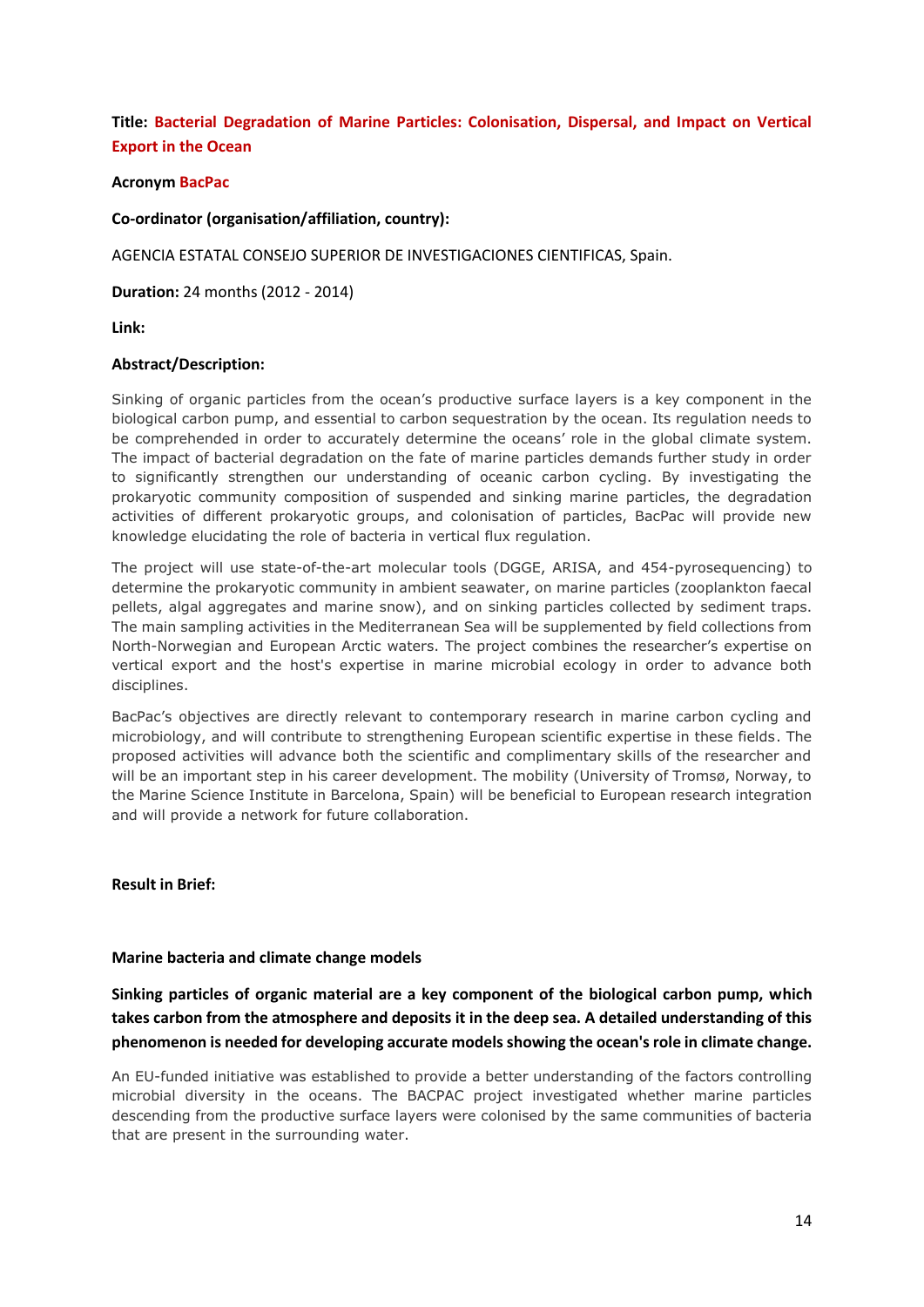**Title:** **Bacterial Degradation of Marine Particles: Colonisation, Dispersal, and Impact on Vertical Export in the Ocean**

**Acronym** **BacPac**

**Co-ordinator (organisation/affiliation, country):**

AGENCIA ESTATAL CONSEJO SUPERIOR DE INVESTIGACIONES CIENTIFICAS, Spain.

**Duration:** 24 months (2012 - 2014)

**Link:**

**Abstract/Description:**

Sinking of organic particles from the ocean's productive surface layers is a key component in the biological carbon pump, and essential to carbon sequestration by the ocean. Its regulation needs to be comprehended in order to accurately determine the oceans' role in the global climate system. The impact of bacterial degradation on the fate of marine particles demands further study in order to significantly strengthen our understanding of oceanic carbon cycling. By investigating the prokaryotic community composition of suspended and sinking marine particles, the degradation activities of different prokaryotic groups, and colonisation of particles, BacPac will provide new knowledge elucidating the role of bacteria in vertical flux regulation.

The project will use state-of-the-art molecular tools (DGGE, ARISA, and 454-pyrosequencing) to determine the prokaryotic community in ambient seawater, on marine particles (zooplankton faecal pellets, algal aggregates and marine snow), and on sinking particles collected by sediment traps. The main sampling activities in the Mediterranean Sea will be supplemented by field collections from North-Norwegian and European Arctic waters. The project combines the researcher's expertise on vertical export and the host's expertise in marine microbial ecology in order to advance both disciplines.

BacPac's objectives are directly relevant to contemporary research in marine carbon cycling and microbiology, and will contribute to strengthening European scientific expertise in these fields. The proposed activities will advance both the scientific and complimentary skills of the researcher and will be an important step in his career development. The mobility (University of Tromsø, Norway, to the Marine Science Institute in Barcelona, Spain) will be beneficial to European research integration and will provide a network for future collaboration.

**Result in Brief:**

**Marine bacteria and climate change models**

**Sinking particles of organic material are a key component of the biological carbon pump, which takes carbon from the atmosphere and deposits it in the deep sea. A detailed understanding of this phenomenon is needed for developing accurate models showing the ocean's role in climate change.**

An EU-funded initiative was established to provide a better understanding of the factors controlling microbial diversity in the oceans. The BACPAC project investigated whether marine particles descending from the productive surface layers were colonised by the same communities of bacteria that are present in the surrounding water.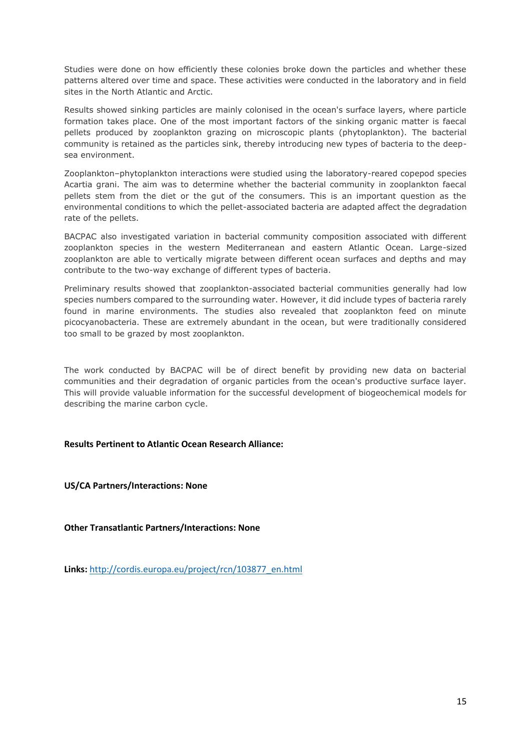Studies were done on how efficiently these colonies broke down the particles and whether these patterns altered over time and space. These activities were conducted in the laboratory and in field sites in the North Atlantic and Arctic.

Results showed sinking particles are mainly colonised in the ocean's surface layers, where particle formation takes place. One of the most important factors of the sinking organic matter is faecal pellets produced by zooplankton grazing on microscopic plants (phytoplankton). The bacterial community is retained as the particles sink, thereby introducing new types of bacteria to the deep-sea environment.

Zooplankton–phytoplankton interactions were studied using the laboratory-reared copepod species Acartia grani. The aim was to determine whether the bacterial community in zooplankton faecal pellets stem from the diet or the gut of the consumers. This is an important question as the environmental conditions to which the pellet-associated bacteria are adapted affect the degradation rate of the pellets.

BACPAC also investigated variation in bacterial community composition associated with different zooplankton species in the western Mediterranean and eastern Atlantic Ocean. Large-sized zooplankton are able to vertically migrate between different ocean surfaces and depths and may contribute to the two-way exchange of different types of bacteria.

Preliminary results showed that zooplankton-associated bacterial communities generally had low species numbers compared to the surrounding water. However, it did include types of bacteria rarely found in marine environments. The studies also revealed that zooplankton feed on minute picocyanobacteria. These are extremely abundant in the ocean, but were traditionally considered too small to be grazed by most zooplankton.

The work conducted by BACPAC will be of direct benefit by providing new data on bacterial communities and their degradation of organic particles from the ocean's productive surface layer. This will provide valuable information for the successful development of biogeochemical models for describing the marine carbon cycle.

**Results Pertinent to Atlantic Ocean Research Alliance:**

**US/CA Partners/Interactions: None**

**Other Transatlantic Partners/Interactions: None**

**Links:** http://cordis.europa.eu/project/rcn/103877_en.html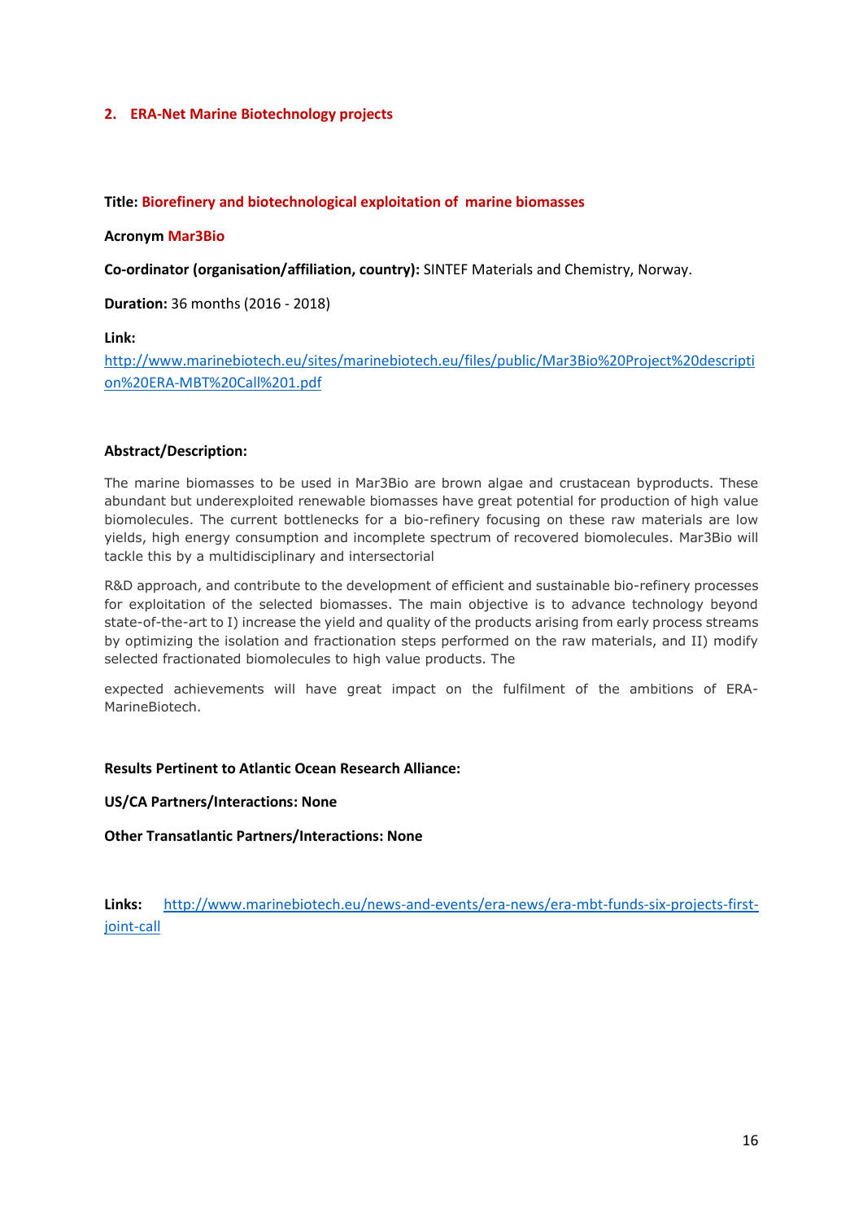## 2. ERA-Net Marine Biotechnology projects

**Title: Biorefinery and biotechnological exploitation of marine biomasses**

**Acronym Mar3Bio**

**Co-ordinator (organisation/affiliation, country):** SINTEF Materials and Chemistry, Norway.

**Duration:** 36 months (2016 - 2018)

**Link:**
http://www.marinebiotech.eu/sites/marinebiotech.eu/files/public/Mar3Bio%20Project%20description%20ERA-MBT%20Call%201.pdf

**Abstract/Description:**

The marine biomasses to be used in Mar3Bio are brown algae and crustacean byproducts. These abundant but underexploited renewable biomasses have great potential for production of high value biomolecules. The current bottlenecks for a bio-refinery focusing on these raw materials are low yields, high energy consumption and incomplete spectrum of recovered biomolecules. Mar3Bio will tackle this by a multidisciplinary and intersectorial

R&D approach, and contribute to the development of efficient and sustainable bio-refinery processes for exploitation of the selected biomasses. The main objective is to advance technology beyond state-of-the-art to I) increase the yield and quality of the products arising from early process streams by optimizing the isolation and fractionation steps performed on the raw materials, and II) modify selected fractionated biomolecules to high value products. The

expected achievements will have great impact on the fulfilment of the ambitions of ERA-MarineBiotech.

**Results Pertinent to Atlantic Ocean Research Alliance:**

**US/CA Partners/Interactions: None**

**Other Transatlantic Partners/Interactions: None**

**Links:** http://www.marinebiotech.eu/news-and-events/era-news/era-mbt-funds-six-projects-first-joint-call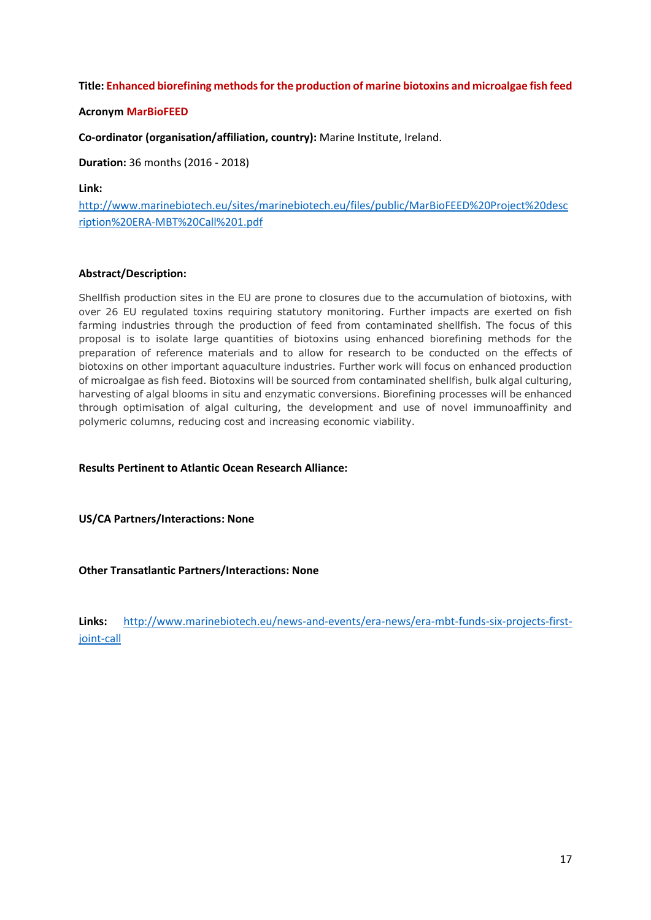**Title: Enhanced biorefining methods for the production of marine biotoxins and microalgae fish feed**

**Acronym MarBioFEED**

**Co-ordinator (organisation/affiliation, country):** Marine Institute, Ireland.

**Duration:** 36 months (2016 - 2018)

**Link:**

http://www.marinebiotech.eu/sites/marinebiotech.eu/files/public/MarBioFEED%20Project%20description%20ERA-MBT%20Call%201.pdf

**Abstract/Description:**

Shellfish production sites in the EU are prone to closures due to the accumulation of biotoxins, with over 26 EU regulated toxins requiring statutory monitoring. Further impacts are exerted on fish farming industries through the production of feed from contaminated shellfish. The focus of this proposal is to isolate large quantities of biotoxins using enhanced biorefining methods for the preparation of reference materials and to allow for research to be conducted on the effects of biotoxins on other important aquaculture industries. Further work will focus on enhanced production of microalgae as fish feed. Biotoxins will be sourced from contaminated shellfish, bulk algal culturing, harvesting of algal blooms in situ and enzymatic conversions. Biorefining processes will be enhanced through optimisation of algal culturing, the development and use of novel immunoaffinity and polymeric columns, reducing cost and increasing economic viability.

**Results Pertinent to Atlantic Ocean Research Alliance:**

**US/CA Partners/Interactions: None**

**Other Transatlantic Partners/Interactions: None**

**Links:** http://www.marinebiotech.eu/news-and-events/era-news/era-mbt-funds-six-projects-first-joint-call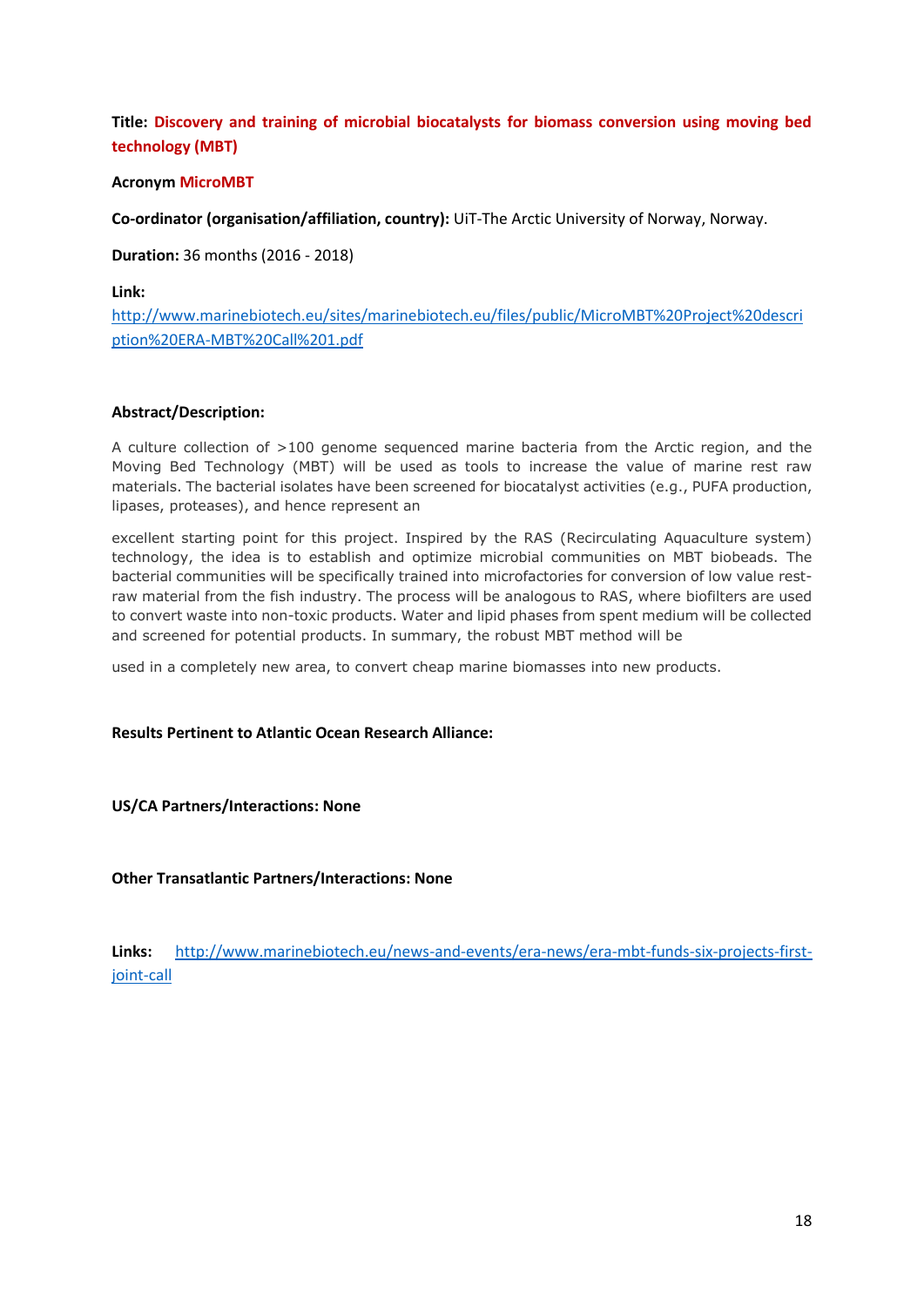**Title: Discovery and training of microbial biocatalysts for biomass conversion using moving bed technology (MBT)**

**Acronym MicroMBT**

**Co-ordinator (organisation/affiliation, country):** UiT-The Arctic University of Norway, Norway.

**Duration:** 36 months (2016 - 2018)

**Link:**
http://www.marinebiotech.eu/sites/marinebiotech.eu/files/public/MicroMBT%20Project%20description%20ERA-MBT%20Call%201.pdf

**Abstract/Description:**

A culture collection of >100 genome sequenced marine bacteria from the Arctic region, and the Moving Bed Technology (MBT) will be used as tools to increase the value of marine rest raw materials. The bacterial isolates have been screened for biocatalyst activities (e.g., PUFA production, lipases, proteases), and hence represent an excellent starting point for this project. Inspired by the RAS (Recirculating Aquaculture system) technology, the idea is to establish and optimize microbial communities on MBT biobeads. The bacterial communities will be specifically trained into microfactories for conversion of low value rest-raw material from the fish industry. The process will be analogous to RAS, where biofilters are used to convert waste into non-toxic products. Water and lipid phases from spent medium will be collected and screened for potential products. In summary, the robust MBT method will be used in a completely new area, to convert cheap marine biomasses into new products.

**Results Pertinent to Atlantic Ocean Research Alliance:**

**US/CA Partners/Interactions: None**

**Other Transatlantic Partners/Interactions: None**

**Links:** http://www.marinebiotech.eu/news-and-events/era-news/era-mbt-funds-six-projects-first-joint-call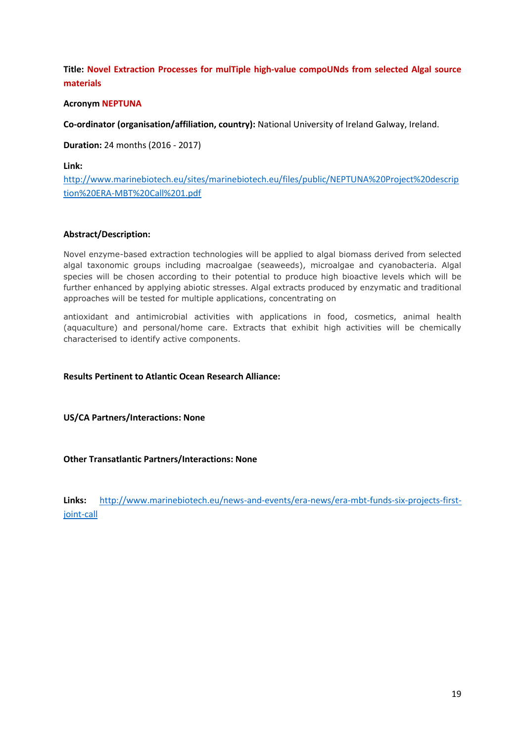**Title: Novel Extraction Processes for mulTiple high-value compoUNds from selected Algal source materials**

**Acronym NEPTUNA**

**Co-ordinator (organisation/affiliation, country):** National University of Ireland Galway, Ireland.

**Duration:** 24 months (2016 - 2017)

**Link:**
http://www.marinebiotech.eu/sites/marinebiotech.eu/files/public/NEPTUNA%20Project%20description%20ERA-MBT%20Call%201.pdf

**Abstract/Description:**

Novel enzyme-based extraction technologies will be applied to algal biomass derived from selected algal taxonomic groups including macroalgae (seaweeds), microalgae and cyanobacteria. Algal species will be chosen according to their potential to produce high bioactive levels which will be further enhanced by applying abiotic stresses. Algal extracts produced by enzymatic and traditional approaches will be tested for multiple applications, concentrating on

antioxidant and antimicrobial activities with applications in food, cosmetics, animal health (aquaculture) and personal/home care. Extracts that exhibit high activities will be chemically characterised to identify active components.

**Results Pertinent to Atlantic Ocean Research Alliance:**

**US/CA Partners/Interactions: None**

**Other Transatlantic Partners/Interactions: None**

**Links:** http://www.marinebiotech.eu/news-and-events/era-news/era-mbt-funds-six-projects-first-joint-call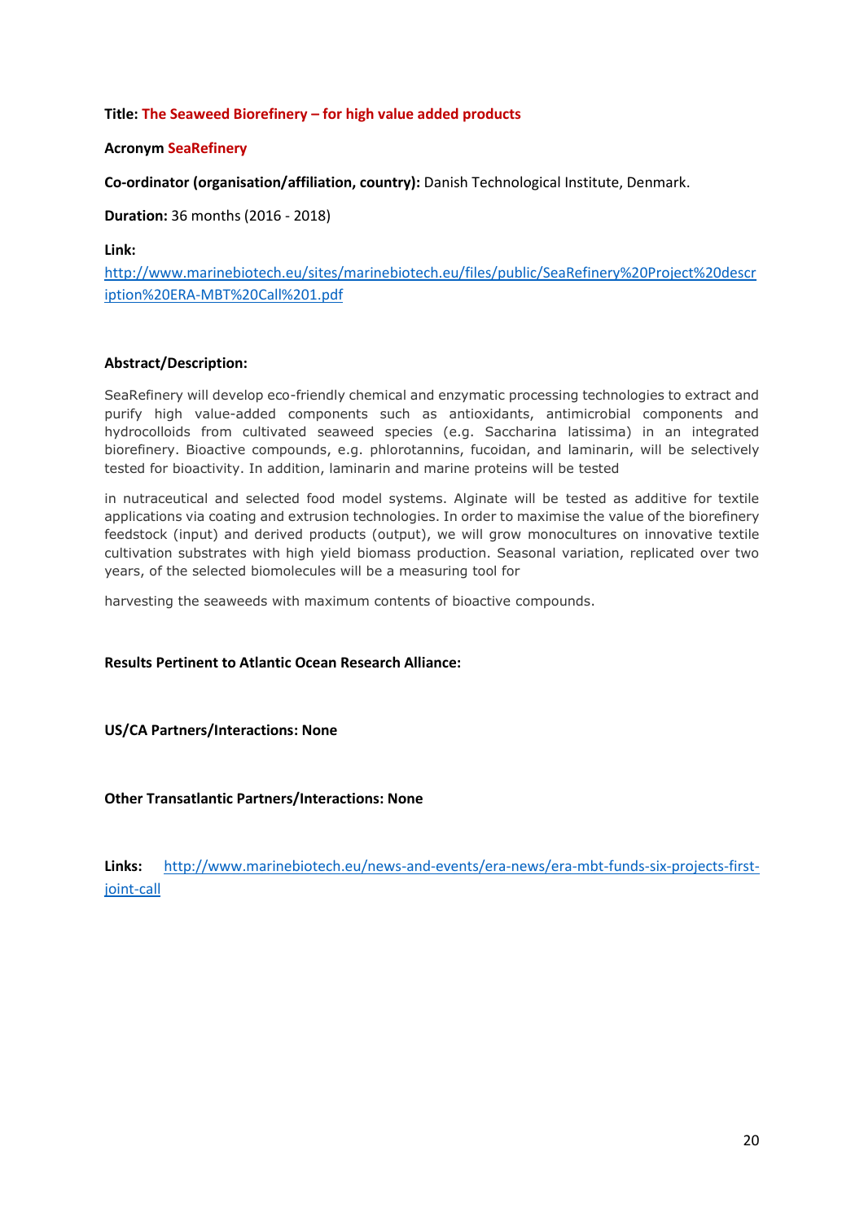**Title: The Seaweed Biorefinery – for high value added products**

**Acronym SeaRefinery**

**Co-ordinator (organisation/affiliation, country):** Danish Technological Institute, Denmark.

**Duration:** 36 months (2016 - 2018)

**Link:**
http://www.marinebiotech.eu/sites/marinebiotech.eu/files/public/SeaRefinery%20Project%20description%20ERA-MBT%20Call%201.pdf

**Abstract/Description:**

SeaRefinery will develop eco-friendly chemical and enzymatic processing technologies to extract and purify high value-added components such as antioxidants, antimicrobial components and hydrocolloids from cultivated seaweed species (e.g. Saccharina latissima) in an integrated biorefinery. Bioactive compounds, e.g. phlorotannins, fucoidan, and laminarin, will be selectively tested for bioactivity. In addition, laminarin and marine proteins will be tested

in nutraceutical and selected food model systems. Alginate will be tested as additive for textile applications via coating and extrusion technologies. In order to maximise the value of the biorefinery feedstock (input) and derived products (output), we will grow monocultures on innovative textile cultivation substrates with high yield biomass production. Seasonal variation, replicated over two years, of the selected biomolecules will be a measuring tool for

harvesting the seaweeds with maximum contents of bioactive compounds.

**Results Pertinent to Atlantic Ocean Research Alliance:**

**US/CA Partners/Interactions: None**

**Other Transatlantic Partners/Interactions: None**

**Links:** http://www.marinebiotech.eu/news-and-events/era-news/era-mbt-funds-six-projects-first-joint-call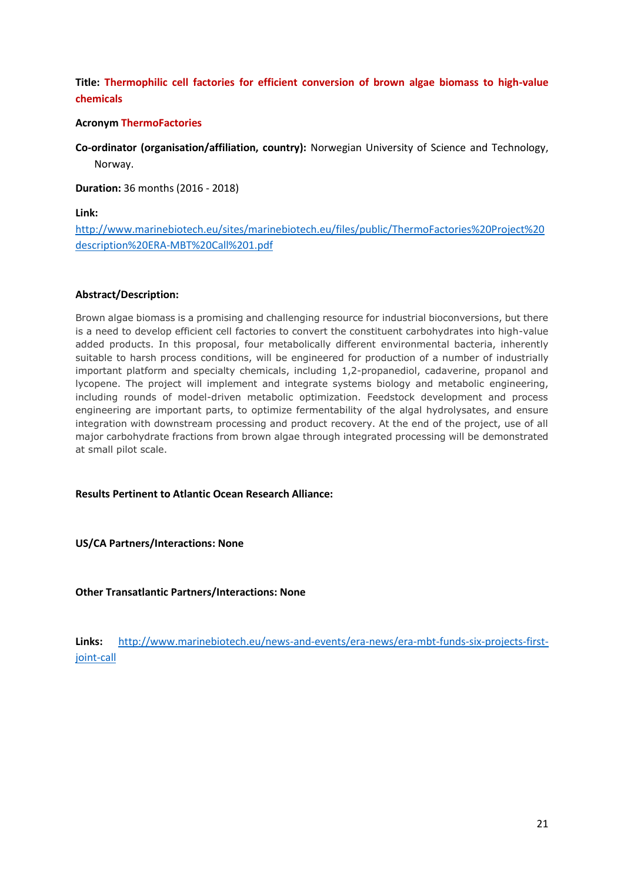**Title: Thermophilic cell factories for efficient conversion of brown algae biomass to high-value chemicals**

**Acronym ThermoFactories**

**Co-ordinator (organisation/affiliation, country):** Norwegian University of Science and Technology, Norway.

**Duration:** 36 months (2016 - 2018)

**Link:**
http://www.marinebiotech.eu/sites/marinebiotech.eu/files/public/ThermoFactories%20Project%20description%20ERA-MBT%20Call%201.pdf

**Abstract/Description:**

Brown algae biomass is a promising and challenging resource for industrial bioconversions, but there is a need to develop efficient cell factories to convert the constituent carbohydrates into high-value added products. In this proposal, four metabolically different environmental bacteria, inherently suitable to harsh process conditions, will be engineered for production of a number of industrially important platform and specialty chemicals, including 1,2-propanediol, cadaverine, propanol and lycopene. The project will implement and integrate systems biology and metabolic engineering, including rounds of model-driven metabolic optimization. Feedstock development and process engineering are important parts, to optimize fermentability of the algal hydrolysates, and ensure integration with downstream processing and product recovery. At the end of the project, use of all major carbohydrate fractions from brown algae through integrated processing will be demonstrated at small pilot scale.

**Results Pertinent to Atlantic Ocean Research Alliance:**

**US/CA Partners/Interactions: None**

**Other Transatlantic Partners/Interactions: None**

**Links:** http://www.marinebiotech.eu/news-and-events/era-news/era-mbt-funds-six-projects-first-joint-call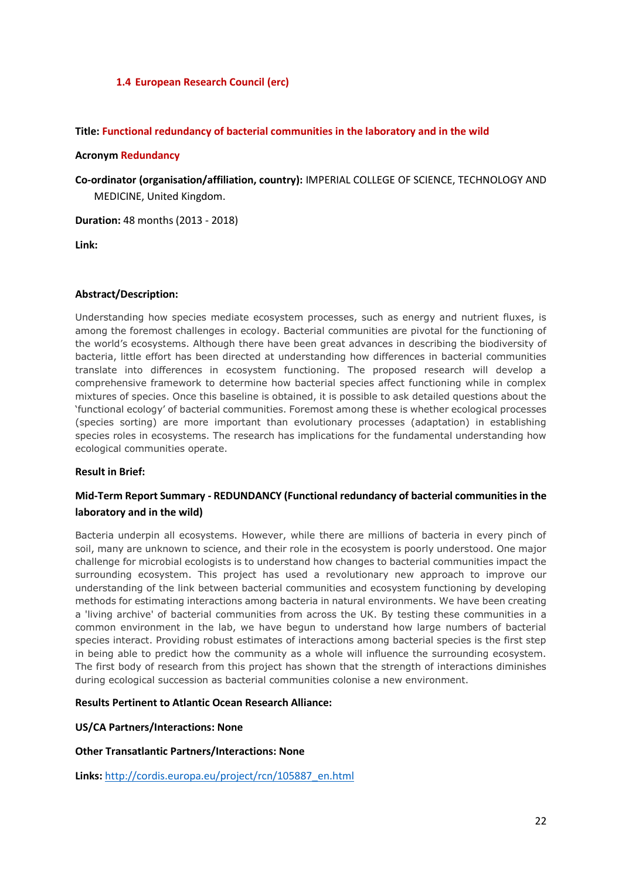### 1.4 European Research Council (erc)

**Title: Functional redundancy of bacterial communities in the laboratory and in the wild**

**Acronym Redundancy**

**Co-ordinator (organisation/affiliation, country):** IMPERIAL COLLEGE OF SCIENCE, TECHNOLOGY AND MEDICINE, United Kingdom.

**Duration:** 48 months (2013 - 2018)

**Link:**

**Abstract/Description:**

Understanding how species mediate ecosystem processes, such as energy and nutrient fluxes, is among the foremost challenges in ecology. Bacterial communities are pivotal for the functioning of the world's ecosystems. Although there have been great advances in describing the biodiversity of bacteria, little effort has been directed at understanding how differences in bacterial communities translate into differences in ecosystem functioning. The proposed research will develop a comprehensive framework to determine how bacterial species affect functioning while in complex mixtures of species. Once this baseline is obtained, it is possible to ask detailed questions about the 'functional ecology' of bacterial communities. Foremost among these is whether ecological processes (species sorting) are more important than evolutionary processes (adaptation) in establishing species roles in ecosystems. The research has implications for the fundamental understanding how ecological communities operate.

**Result in Brief:**

**Mid-Term Report Summary - REDUNDANCY (Functional redundancy of bacterial communities in the laboratory and in the wild)**

Bacteria underpin all ecosystems. However, while there are millions of bacteria in every pinch of soil, many are unknown to science, and their role in the ecosystem is poorly understood. One major challenge for microbial ecologists is to understand how changes to bacterial communities impact the surrounding ecosystem. This project has used a revolutionary new approach to improve our understanding of the link between bacterial communities and ecosystem functioning by developing methods for estimating interactions among bacteria in natural environments. We have been creating a 'living archive' of bacterial communities from across the UK. By testing these communities in a common environment in the lab, we have begun to understand how large numbers of bacterial species interact. Providing robust estimates of interactions among bacterial species is the first step in being able to predict how the community as a whole will influence the surrounding ecosystem. The first body of research from this project has shown that the strength of interactions diminishes during ecological succession as bacterial communities colonise a new environment.

**Results Pertinent to Atlantic Ocean Research Alliance:**

**US/CA Partners/Interactions: None**

**Other Transatlantic Partners/Interactions: None**

**Links:** http://cordis.europa.eu/project/rcn/105887_en.html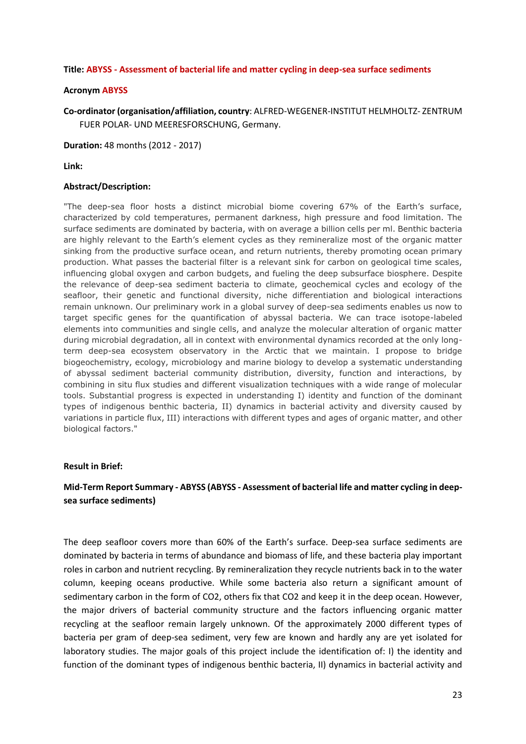**Title: ABYSS - Assessment of bacterial life and matter cycling in deep-sea surface sediments**

**Acronym ABYSS**

**Co-ordinator (organisation/affiliation, country)**: ALFRED-WEGENER-INSTITUT HELMHOLTZ- ZENTRUM FUER POLAR- UND MEERESFORSCHUNG, Germany.

**Duration:** 48 months (2012 - 2017)

**Link:**

**Abstract/Description:**

"The deep-sea floor hosts a distinct microbial biome covering 67% of the Earth's surface, characterized by cold temperatures, permanent darkness, high pressure and food limitation. The surface sediments are dominated by bacteria, with on average a billion cells per ml. Benthic bacteria are highly relevant to the Earth's element cycles as they remineralize most of the organic matter sinking from the productive surface ocean, and return nutrients, thereby promoting ocean primary production. What passes the bacterial filter is a relevant sink for carbon on geological time scales, influencing global oxygen and carbon budgets, and fueling the deep subsurface biosphere. Despite the relevance of deep-sea sediment bacteria to climate, geochemical cycles and ecology of the seafloor, their genetic and functional diversity, niche differentiation and biological interactions remain unknown. Our preliminary work in a global survey of deep-sea sediments enables us now to target specific genes for the quantification of abyssal bacteria. We can trace isotope-labeled elements into communities and single cells, and analyze the molecular alteration of organic matter during microbial degradation, all in context with environmental dynamics recorded at the only long-term deep-sea ecosystem observatory in the Arctic that we maintain. I propose to bridge biogeochemistry, ecology, microbiology and marine biology to develop a systematic understanding of abyssal sediment bacterial community distribution, diversity, function and interactions, by combining in situ flux studies and different visualization techniques with a wide range of molecular tools. Substantial progress is expected in understanding I) identity and function of the dominant types of indigenous benthic bacteria, II) dynamics in bacterial activity and diversity caused by variations in particle flux, III) interactions with different types and ages of organic matter, and other biological factors."

**Result in Brief:**

**Mid-Term Report Summary - ABYSS (ABYSS - Assessment of bacterial life and matter cycling in deep-sea surface sediments)**

The deep seafloor covers more than 60% of the Earth's surface. Deep-sea surface sediments are dominated by bacteria in terms of abundance and biomass of life, and these bacteria play important roles in carbon and nutrient recycling. By remineralization they recycle nutrients back in to the water column, keeping oceans productive. While some bacteria also return a significant amount of sedimentary carbon in the form of $CO_2$, others fix that $CO_2$ and keep it in the deep ocean. However, the major drivers of bacterial community structure and the factors influencing organic matter recycling at the seafloor remain largely unknown. Of the approximately 2000 different types of bacteria per gram of deep-sea sediment, very few are known and hardly any are yet isolated for laboratory studies. The major goals of this project include the identification of: I) the identity and function of the dominant types of indigenous benthic bacteria, II) dynamics in bacterial activity and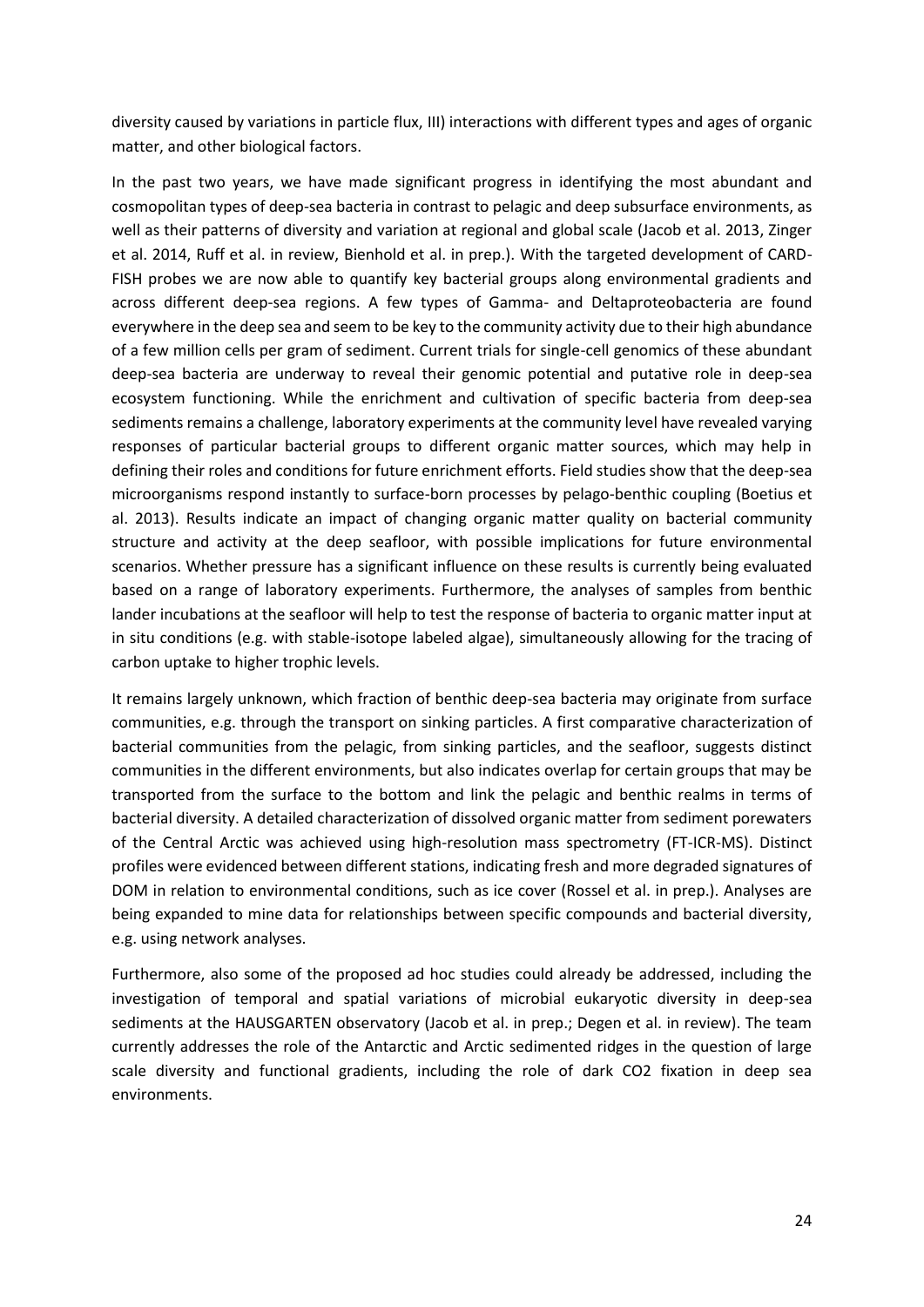diversity caused by variations in particle flux, III) interactions with different types and ages of organic matter, and other biological factors.

In the past two years, we have made significant progress in identifying the most abundant and cosmopolitan types of deep-sea bacteria in contrast to pelagic and deep subsurface environments, as well as their patterns of diversity and variation at regional and global scale (Jacob et al. 2013, Zinger et al. 2014, Ruff et al. in review, Bienhold et al. in prep.). With the targeted development of CARD-FISH probes we are now able to quantify key bacterial groups along environmental gradients and across different deep-sea regions. A few types of Gamma- and Deltaproteobacteria are found everywhere in the deep sea and seem to be key to the community activity due to their high abundance of a few million cells per gram of sediment. Current trials for single-cell genomics of these abundant deep-sea bacteria are underway to reveal their genomic potential and putative role in deep-sea ecosystem functioning. While the enrichment and cultivation of specific bacteria from deep-sea sediments remains a challenge, laboratory experiments at the community level have revealed varying responses of particular bacterial groups to different organic matter sources, which may help in defining their roles and conditions for future enrichment efforts. Field studies show that the deep-sea microorganisms respond instantly to surface-born processes by pelago-benthic coupling (Boetius et al. 2013). Results indicate an impact of changing organic matter quality on bacterial community structure and activity at the deep seafloor, with possible implications for future environmental scenarios. Whether pressure has a significant influence on these results is currently being evaluated based on a range of laboratory experiments. Furthermore, the analyses of samples from benthic lander incubations at the seafloor will help to test the response of bacteria to organic matter input at in situ conditions (e.g. with stable-isotope labeled algae), simultaneously allowing for the tracing of carbon uptake to higher trophic levels.

It remains largely unknown, which fraction of benthic deep-sea bacteria may originate from surface communities, e.g. through the transport on sinking particles. A first comparative characterization of bacterial communities from the pelagic, from sinking particles, and the seafloor, suggests distinct communities in the different environments, but also indicates overlap for certain groups that may be transported from the surface to the bottom and link the pelagic and benthic realms in terms of bacterial diversity. A detailed characterization of dissolved organic matter from sediment porewaters of the Central Arctic was achieved using high-resolution mass spectrometry (FT-ICR-MS). Distinct profiles were evidenced between different stations, indicating fresh and more degraded signatures of DOM in relation to environmental conditions, such as ice cover (Rossel et al. in prep.). Analyses are being expanded to mine data for relationships between specific compounds and bacterial diversity, e.g. using network analyses.

Furthermore, also some of the proposed ad hoc studies could already be addressed, including the investigation of temporal and spatial variations of microbial eukaryotic diversity in deep-sea sediments at the HAUSGARTEN observatory (Jacob et al. in prep.; Degen et al. in review). The team currently addresses the role of the Antarctic and Arctic sedimented ridges in the question of large scale diversity and functional gradients, including the role of dark $CO_2$ fixation in deep sea environments.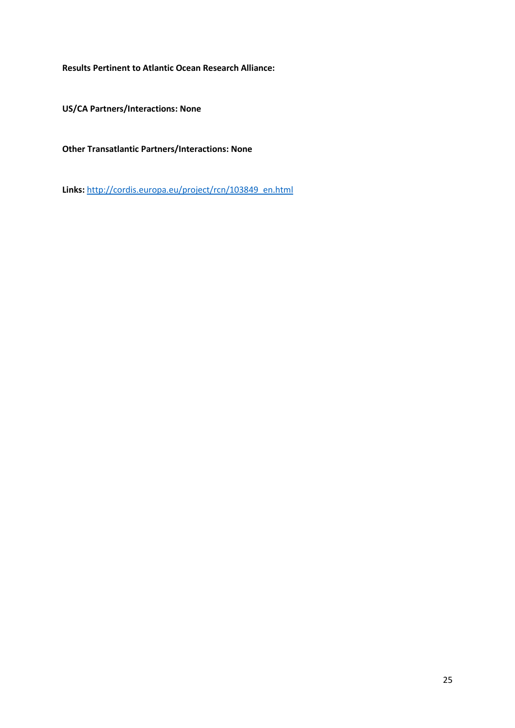**Results Pertinent to Atlantic Ocean Research Alliance:**

**US/CA Partners/Interactions: None**

**Other Transatlantic Partners/Interactions: None**

**Links:** [http://cordis.europa.eu/project/rcn/103849_en.html](http://cordis.europa.eu/project/rcn/103849_en.html)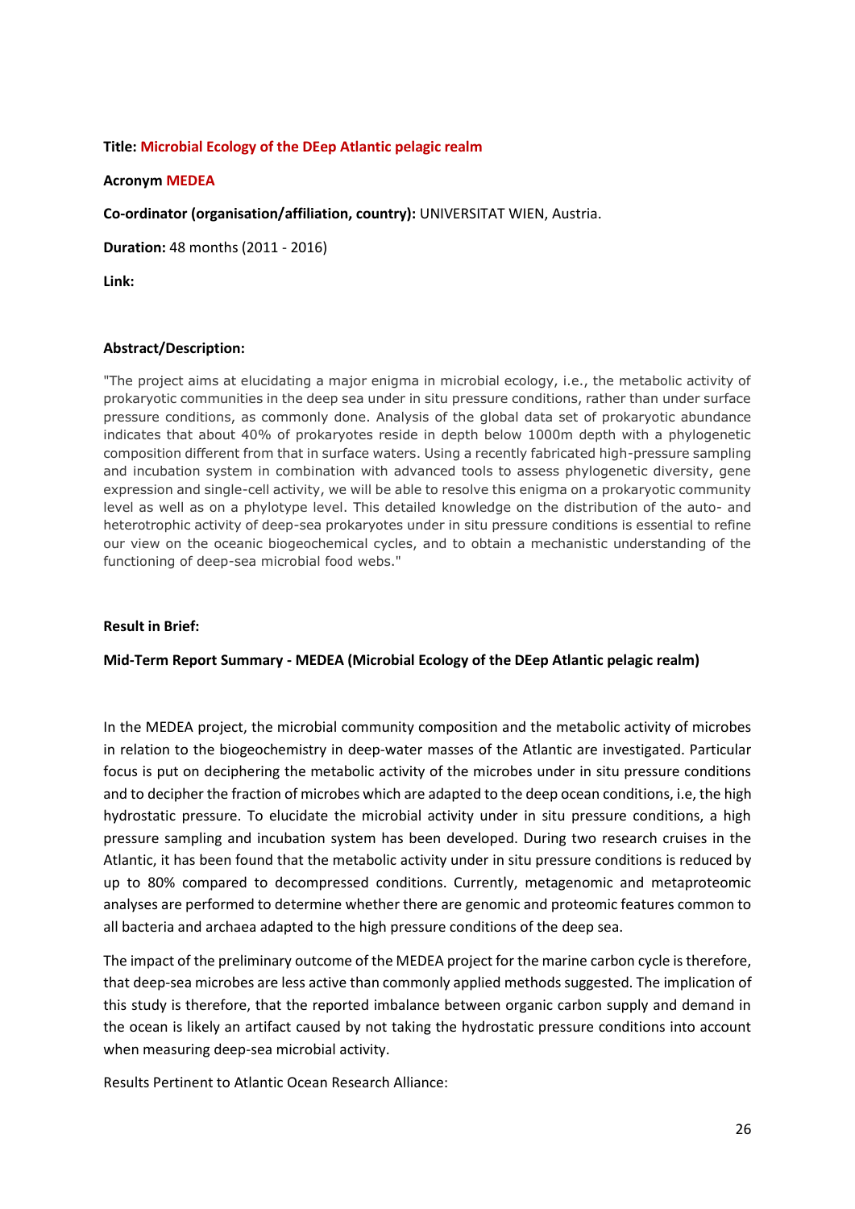**Title: Microbial Ecology of the DEep Atlantic pelagic realm**

**Acronym MEDEA**

**Co-ordinator (organisation/affiliation, country):** UNIVERSITAT WIEN, Austria.

**Duration:** 48 months (2011 - 2016)

**Link:**

**Abstract/Description:**

"The project aims at elucidating a major enigma in microbial ecology, i.e., the metabolic activity of prokaryotic communities in the deep sea under in situ pressure conditions, rather than under surface pressure conditions, as commonly done. Analysis of the global data set of prokaryotic abundance indicates that about 40% of prokaryotes reside in depth below 1000m depth with a phylogenetic composition different from that in surface waters. Using a recently fabricated high-pressure sampling and incubation system in combination with advanced tools to assess phylogenetic diversity, gene expression and single-cell activity, we will be able to resolve this enigma on a prokaryotic community level as well as on a phylotype level. This detailed knowledge on the distribution of the auto- and heterotrophic activity of deep-sea prokaryotes under in situ pressure conditions is essential to refine our view on the oceanic biogeochemical cycles, and to obtain a mechanistic understanding of the functioning of deep-sea microbial food webs."

**Result in Brief:**

**Mid-Term Report Summary - MEDEA (Microbial Ecology of the DEep Atlantic pelagic realm)**

In the MEDEA project, the microbial community composition and the metabolic activity of microbes in relation to the biogeochemistry in deep-water masses of the Atlantic are investigated. Particular focus is put on deciphering the metabolic activity of the microbes under in situ pressure conditions and to decipher the fraction of microbes which are adapted to the deep ocean conditions, i.e, the high hydrostatic pressure. To elucidate the microbial activity under in situ pressure conditions, a high pressure sampling and incubation system has been developed. During two research cruises in the Atlantic, it has been found that the metabolic activity under in situ pressure conditions is reduced by up to 80% compared to decompressed conditions. Currently, metagenomic and metaproteomic analyses are performed to determine whether there are genomic and proteomic features common to all bacteria and archaea adapted to the high pressure conditions of the deep sea.

The impact of the preliminary outcome of the MEDEA project for the marine carbon cycle is therefore, that deep-sea microbes are less active than commonly applied methods suggested. The implication of this study is therefore, that the reported imbalance between organic carbon supply and demand in the ocean is likely an artifact caused by not taking the hydrostatic pressure conditions into account when measuring deep-sea microbial activity.

Results Pertinent to Atlantic Ocean Research Alliance: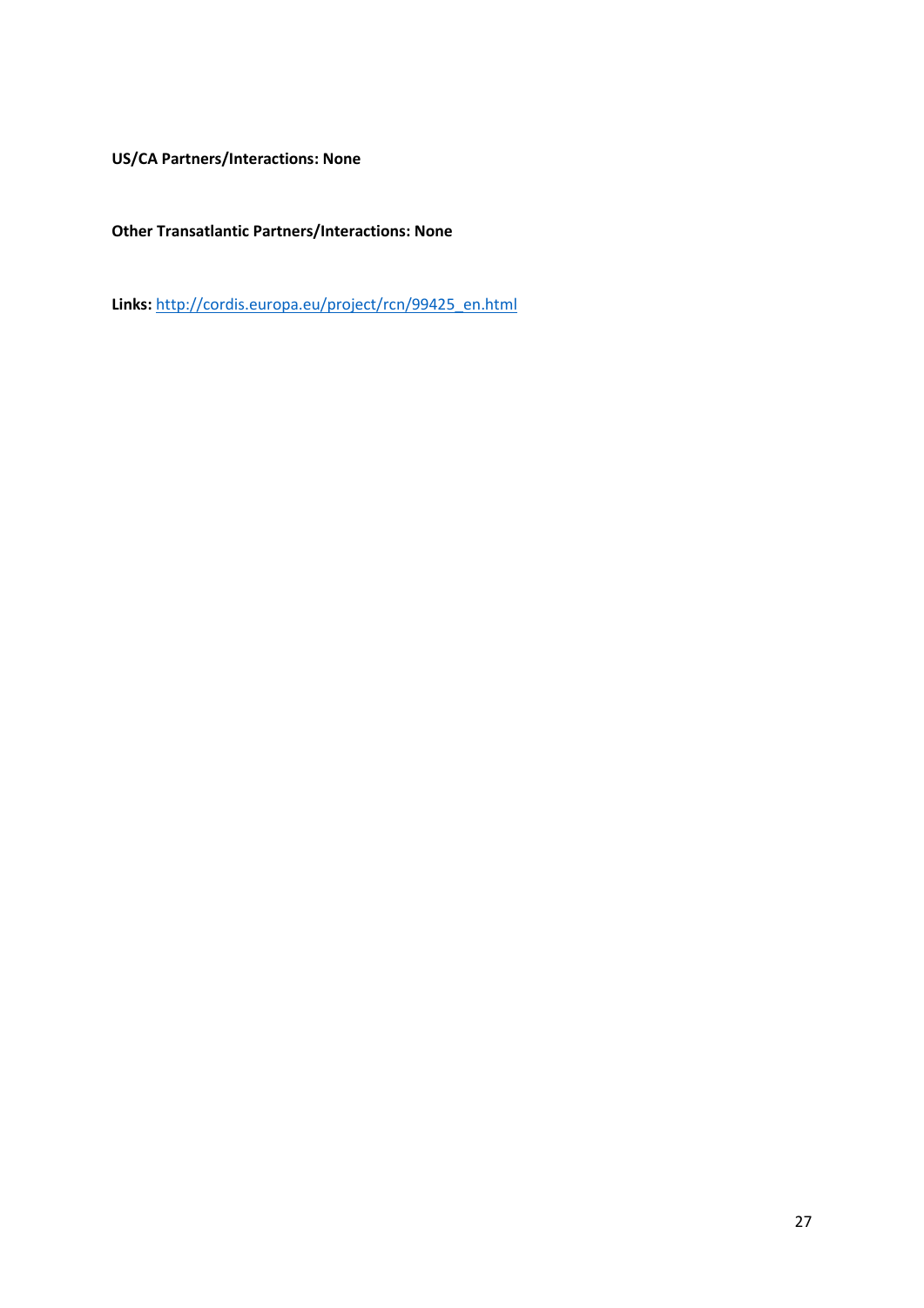**US/CA Partners/Interactions: None**

**Other Transatlantic Partners/Interactions: None**

**Links:** [http://cordis.europa.eu/project/rcn/99425_en.html](http://cordis.europa.eu/project/rcn/99425_en.html)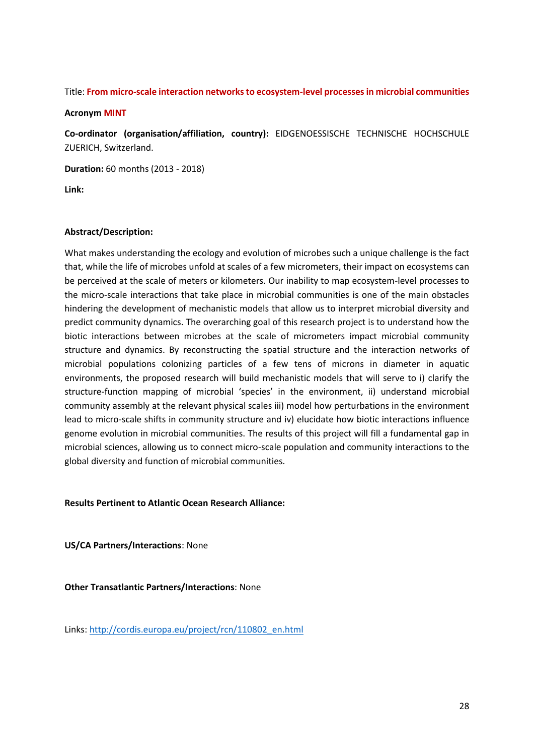Title: **From micro-scale interaction networks to ecosystem-level processes in microbial communities**

**Acronym MINT**

**Co-ordinator (organisation/affiliation, country):** EIDGENOESSISCHE TECHNISCHE HOCHSCHULE ZUERICH, Switzerland.

**Duration:** 60 months (2013 - 2018)

**Link:**

**Abstract/Description:**

What makes understanding the ecology and evolution of microbes such a unique challenge is the fact that, while the life of microbes unfold at scales of a few micrometers, their impact on ecosystems can be perceived at the scale of meters or kilometers. Our inability to map ecosystem-level processes to the micro-scale interactions that take place in microbial communities is one of the main obstacles hindering the development of mechanistic models that allow us to interpret microbial diversity and predict community dynamics. The overarching goal of this research project is to understand how the biotic interactions between microbes at the scale of micrometers impact microbial community structure and dynamics. By reconstructing the spatial structure and the interaction networks of microbial populations colonizing particles of a few tens of microns in diameter in aquatic environments, the proposed research will build mechanistic models that will serve to i) clarify the structure-function mapping of microbial 'species' in the environment, ii) understand microbial community assembly at the relevant physical scales iii) model how perturbations in the environment lead to micro-scale shifts in community structure and iv) elucidate how biotic interactions influence genome evolution in microbial communities. The results of this project will fill a fundamental gap in microbial sciences, allowing us to connect micro-scale population and community interactions to the global diversity and function of microbial communities.

**Results Pertinent to Atlantic Ocean Research Alliance:**

**US/CA Partners/Interactions**: None

**Other Transatlantic Partners/Interactions**: None

Links: http://cordis.europa.eu/project/rcn/110802_en.html